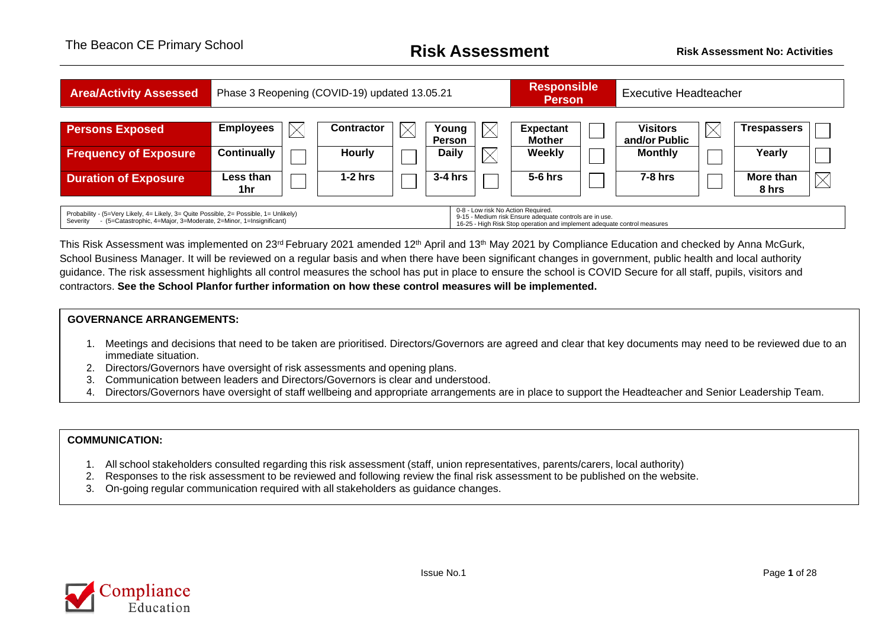The Beacon CE Primary School

# Risk Assessment

**Risk Assessment No: Activities**

| **Area/Activity Assessed** | Phase 3 Reopening (COVID-19) updated 13.05.21 | **Responsible Person** | Executive Headteacher |
|---|---|---|---|

| | | | | | | | | | | | | |
|---|---|---|---|---|---|---|---|---|---|---|---|---|
| **Persons Exposed** | **Employees** | ☒ | **Contractor** | ☒ | **Young Person** | ☒ | **Expectant Mother** | ☐ | **Visitors and/or Public** | ☒ | **Trespassers** | ☐ |
| **Frequency of Exposure** | **Continually** | ☐ | **Hourly** | ☐ | **Daily** | ☒ | **Weekly** | ☐ | **Monthly** | ☐ | **Yearly** | ☐ |
| **Duration of Exposure** | **Less than 1hr** | ☐ | **1-2 hrs** | ☐ | **3-4 hrs** | ☐ | **5-6 hrs** | ☐ | **7-8 hrs** | ☐ | **More than 8 hrs** | ☒ |

| | |
|---|---|
| Probability - (5=Very Likely, 4= Likely, 3= Quite Possible, 2= Possible, 1= Unlikely)<br>Severity - (5=Catastrophic, 4=Major, 3=Moderate, 2=Minor, 1=Insignificant) | 0-8 - Low risk No Action Required.<br>9-15 - Medium risk Ensure adequate controls are in use.<br>16-25 - High Risk Stop operation and implement adequate control measures |

This Risk Assessment was implemented on 23rd February 2021 amended 12th April and 13th May 2021 by Compliance Education and checked by Anna McGurk, School Business Manager. It will be reviewed on a regular basis and when there have been significant changes in government, public health and local authority guidance. The risk assessment highlights all control measures the school has put in place to ensure the school is COVID Secure for all staff, pupils, visitors and contractors. **See the School Planfor further information on how these control measures will be implemented.**

**GOVERNANCE ARRANGEMENTS:**

1. Meetings and decisions that need to be taken are prioritised. Directors/Governors are agreed and clear that key documents may need to be reviewed due to an immediate situation.
2. Directors/Governors have oversight of risk assessments and opening plans.
3. Communication between leaders and Directors/Governors is clear and understood.
4. Directors/Governors have oversight of staff wellbeing and appropriate arrangements are in place to support the Headteacher and Senior Leadership Team.

**COMMUNICATION:**

1. All school stakeholders consulted regarding this risk assessment (staff, union representatives, parents/carers, local authority)
2. Responses to the risk assessment to be reviewed and following review the final risk assessment to be published on the website.
3. On-going regular communication required with all stakeholders as guidance changes.

Issue No.1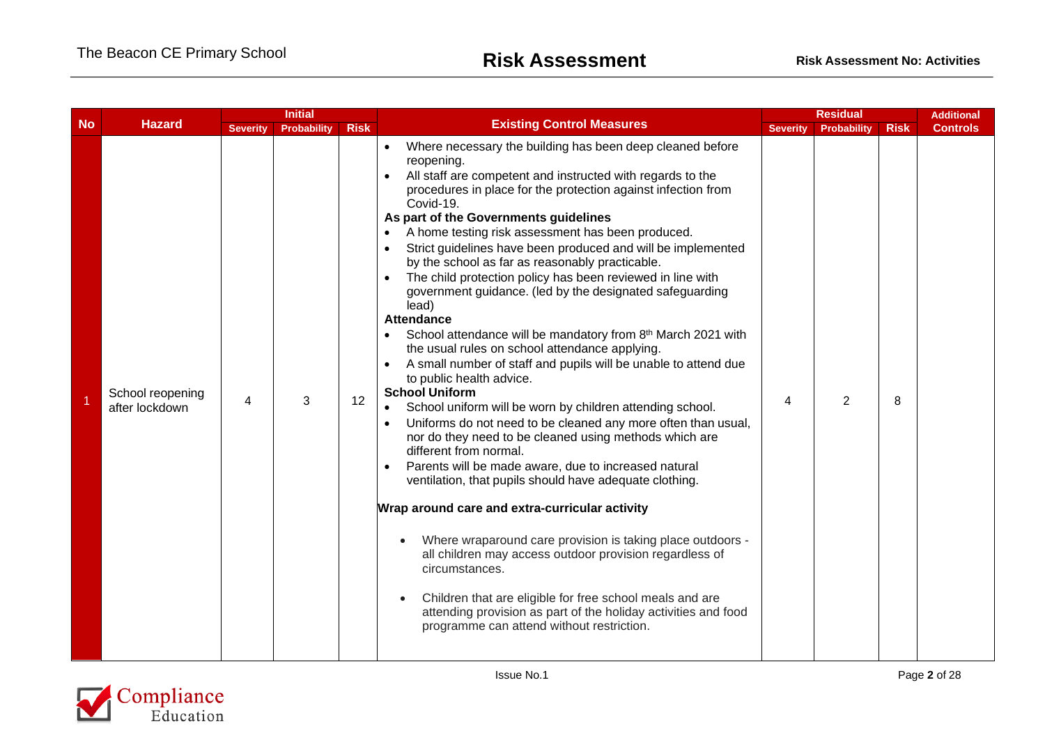| No | Hazard | Initial | | | Existing Control Measures | Residual | | | Additional Controls |
|---|---|---|---|---|---|---|---|---|---|
| | | Severity | Probability | Risk | | Severity | Probability | Risk | |
| 1 | School reopening after lockdown | 4 | 3 | 12 | • Where necessary the building has been deep cleaned before reopening.<br>• All staff are competent and instructed with regards to the procedures in place for the protection against infection from Covid-19.<br>**As part of the Governments guidelines**<br>• A home testing risk assessment has been produced.<br>• Strict guidelines have been produced and will be implemented by the school as far as reasonably practicable.<br>• The child protection policy has been reviewed in line with government guidance. (led by the designated safeguarding lead)<br>**Attendance**<br>• School attendance will be mandatory from 8th March 2021 with the usual rules on school attendance applying.<br>• A small number of staff and pupils will be unable to attend due to public health advice.<br>**School Uniform**<br>• School uniform will be worn by children attending school.<br>• Uniforms do not need to be cleaned any more often than usual, nor do they need to be cleaned using methods which are different from normal.<br>• Parents will be made aware, due to increased natural ventilation, that pupils should have adequate clothing.<br>**Wrap around care and extra-curricular activity**<br>• Where wraparound care provision is taking place outdoors - all children may access outdoor provision regardless of circumstances.<br>• Children that are eligible for free school meals and are attending provision as part of the holiday activities and food programme can attend without restriction. | 4 | 2 | 8 | |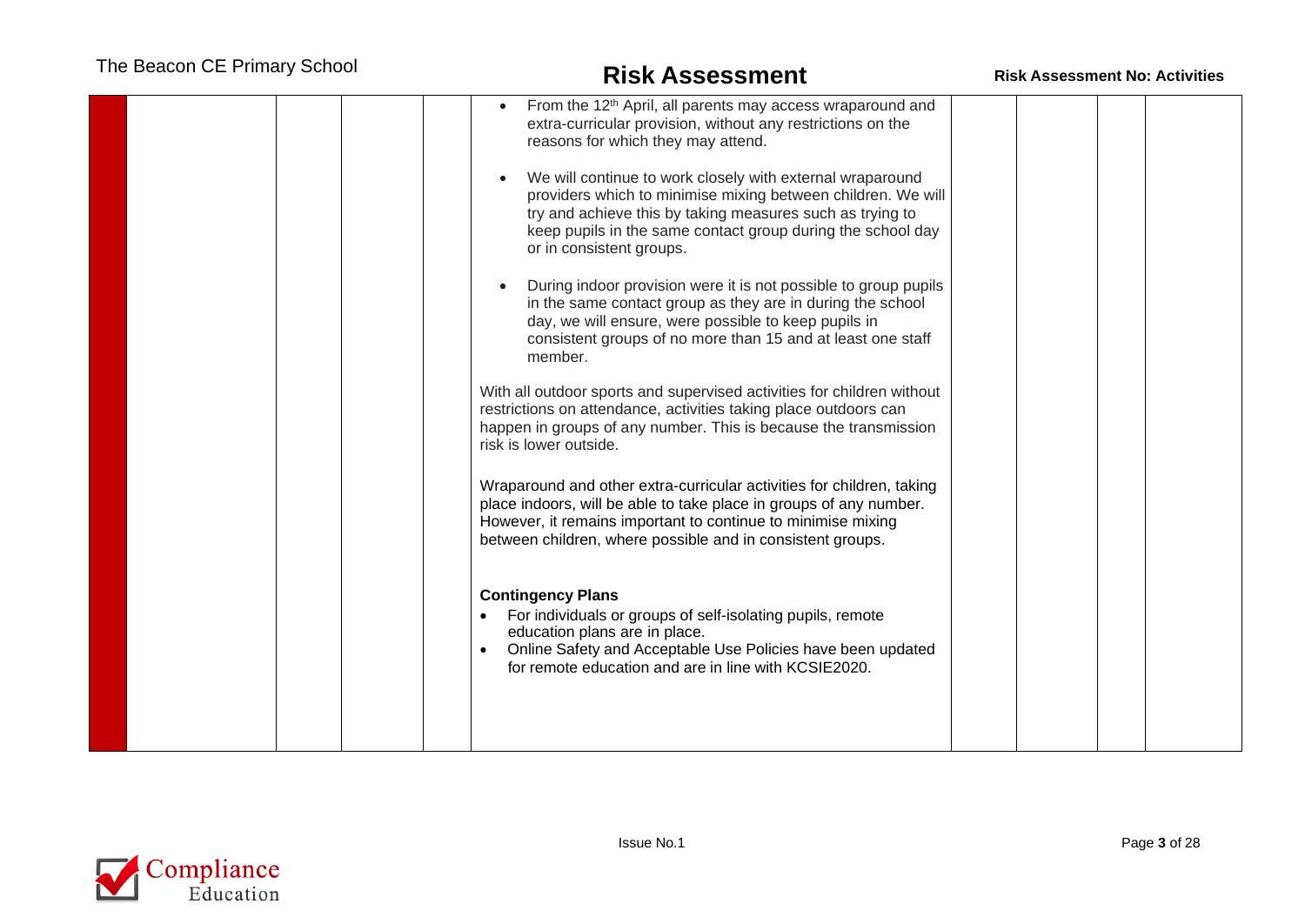| | | | | | | | | | |
|---|---|---|---|---|---|---|---|---|---|
| | | | | | • From the 12th April, all parents may access wraparound and extra-curricular provision, without any restrictions on the reasons for which they may attend.<br><br>• We will continue to work closely with external wraparound providers which to minimise mixing between children. We will try and achieve this by taking measures such as trying to keep pupils in the same contact group during the school day or in consistent groups.<br><br>• During indoor provision were it is not possible to group pupils in the same contact group as they are in during the school day, we will ensure, were possible to keep pupils in consistent groups of no more than 15 and at least one staff member.<br><br>With all outdoor sports and supervised activities for children without restrictions on attendance, activities taking place outdoors can happen in groups of any number. This is because the transmission risk is lower outside.<br><br>Wraparound and other extra-curricular activities for children, taking place indoors, will be able to take place in groups of any number. However, it remains important to continue to minimise mixing between children, where possible and in consistent groups.<br><br>**Contingency Plans**<br>• For individuals or groups of self-isolating pupils, remote education plans are in place.<br>• Online Safety and Acceptable Use Policies have been updated for remote education and are in line with KCSIE2020. | | | | |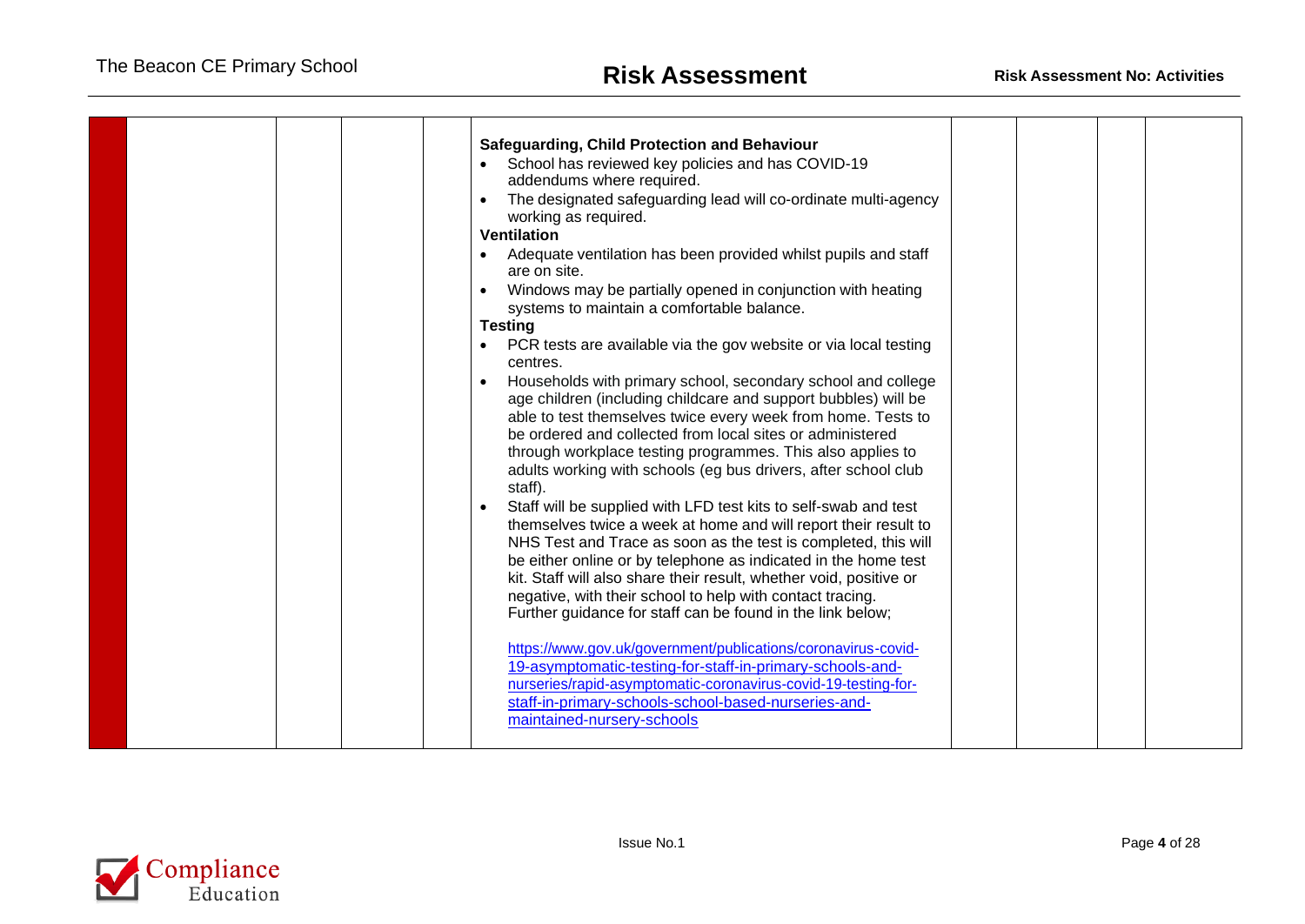| | | | | | | | | |
|---|---|---|---|---|---|---|---|---|
| | | | | **Safeguarding, Child Protection and Behaviour**<br>• School has reviewed key policies and has COVID-19 addendums where required.<br>• The designated safeguarding lead will co-ordinate multi-agency working as required.<br>**Ventilation**<br>• Adequate ventilation has been provided whilst pupils and staff are on site.<br>• Windows may be partially opened in conjunction with heating systems to maintain a comfortable balance.<br>**Testing**<br>• PCR tests are available via the gov website or via local testing centres.<br>• Households with primary school, secondary school and college age children (including childcare and support bubbles) will be able to test themselves twice every week from home. Tests to be ordered and collected from local sites or administered through workplace testing programmes. This also applies to adults working with schools (eg bus drivers, after school club staff).<br>• Staff will be supplied with LFD test kits to self-swab and test themselves twice a week at home and will report their result to NHS Test and Trace as soon as the test is completed, this will be either online or by telephone as indicated in the home test kit. Staff will also share their result, whether void, positive or negative, with their school to help with contact tracing. Further guidance for staff can be found in the link below;<br><br>https://www.gov.uk/government/publications/coronavirus-covid-19-asymptomatic-testing-for-staff-in-primary-schools-and-nurseries/rapid-asymptomatic-coronavirus-covid-19-testing-for-staff-in-primary-schools-school-based-nurseries-and-maintained-nursery-schools | | | | |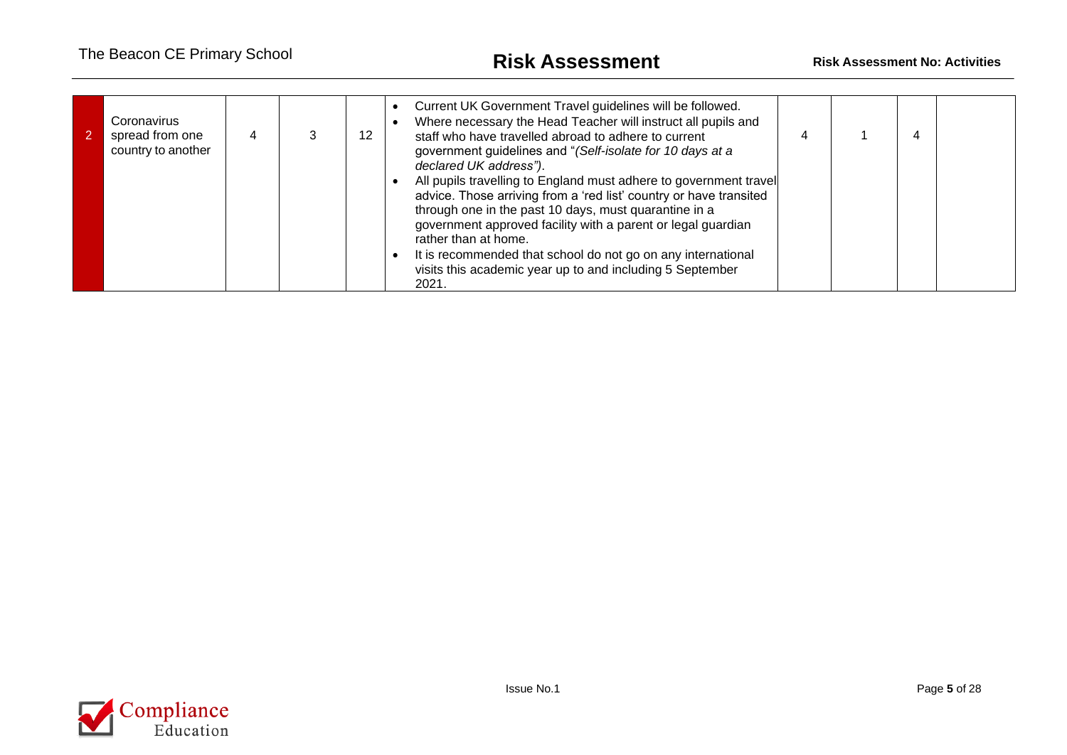| | | | | | | | | | |
|---|---|---|---|---|---|---|---|---|---|
| 2 | Coronavirus spread from one country to another | 4 | 3 | 12 | • Current UK Government Travel guidelines will be followed.<br>• Where necessary the Head Teacher will instruct all pupils and staff who have travelled abroad to adhere to current government guidelines and "*(Self-isolate for 10 days at a declared UK address")*.<br>• All pupils travelling to England must adhere to government travel advice. Those arriving from a 'red list' country or have transited through one in the past 10 days, must quarantine in a government approved facility with a parent or legal guardian rather than at home.<br>• It is recommended that school do not go on any international visits this academic year up to and including 5 September 2021. | 4 | 1 | 4 | |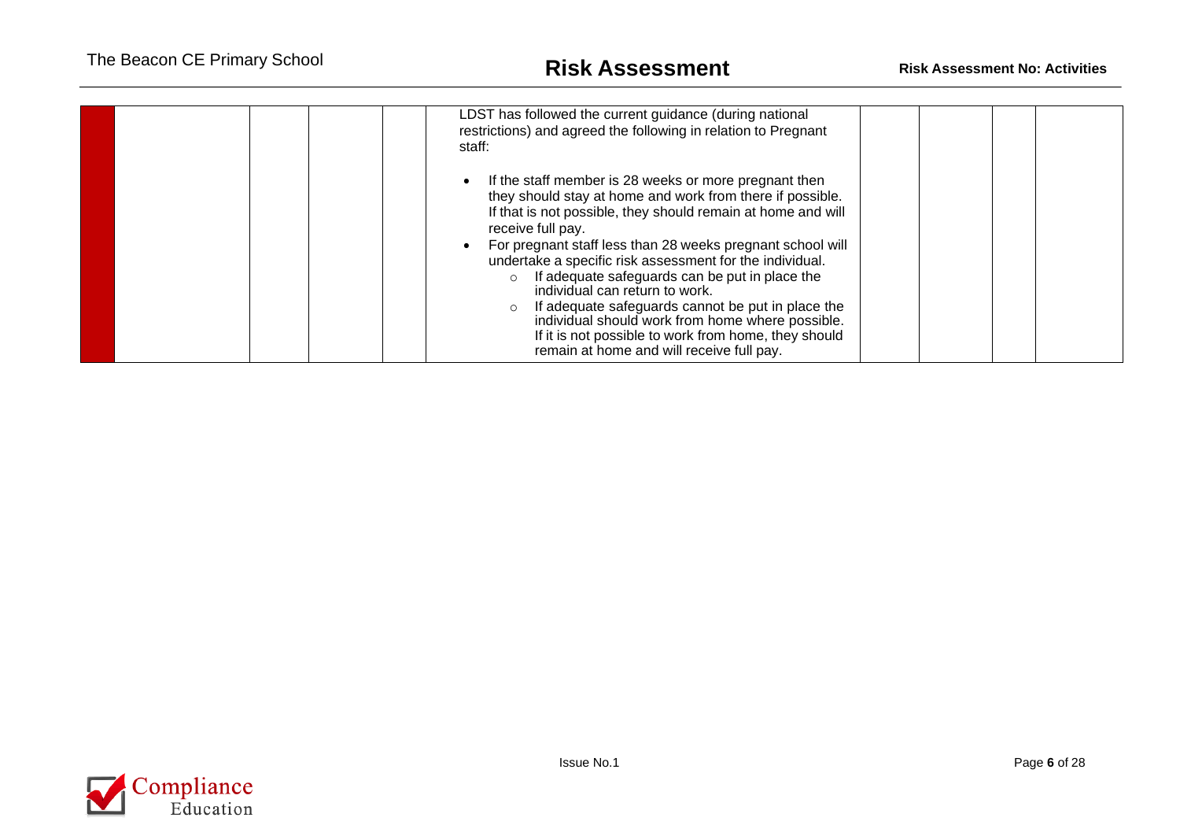| | | | | | | | | |
|---|---|---|---|---|---|---|---|---|
| | | | | LDST has followed the current guidance (during national restrictions) and agreed the following in relation to Pregnant staff:<br><br>• If the staff member is 28 weeks or more pregnant then they should stay at home and work from there if possible. If that is not possible, they should remain at home and will receive full pay.<br>• For pregnant staff less than 28 weeks pregnant school will undertake a specific risk assessment for the individual.<br>&nbsp;&nbsp;&nbsp;&nbsp;○ If adequate safeguards can be put in place the individual can return to work.<br>&nbsp;&nbsp;&nbsp;&nbsp;○ If adequate safeguards cannot be put in place the individual should work from home where possible. If it is not possible to work from home, they should remain at home and will receive full pay. | | | | |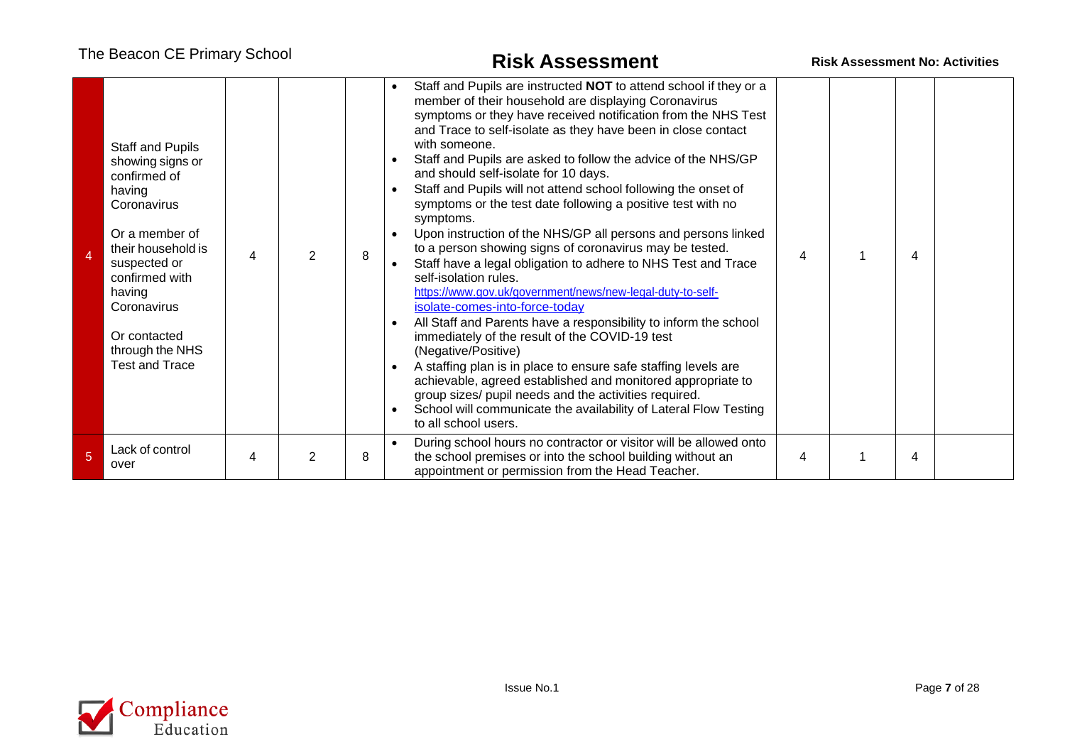| | | | | | | | | | |
|---|---|---|---|---|---|---|---|---|---|
| 4 | Staff and Pupils showing signs or confirmed of having Coronavirus<br><br>Or a member of their household is suspected or confirmed with having Coronavirus<br><br>Or contacted through the NHS Test and Trace | 4 | 2 | 8 | • Staff and Pupils are instructed **NOT** to attend school if they or a member of their household are displaying Coronavirus symptoms or they have received notification from the NHS Test and Trace to self-isolate as they have been in close contact with someone.<br>• Staff and Pupils are asked to follow the advice of the NHS/GP and should self-isolate for 10 days.<br>• Staff and Pupils will not attend school following the onset of symptoms or the test date following a positive test with no symptoms.<br>• Upon instruction of the NHS/GP all persons and persons linked to a person showing signs of coronavirus may be tested.<br>• Staff have a legal obligation to adhere to NHS Test and Trace self-isolation rules. [https://www.gov.uk/government/news/new-legal-duty-to-self-isolate-comes-into-force-today](https://www.gov.uk/government/news/new-legal-duty-to-self-isolate-comes-into-force-today)<br>• All Staff and Parents have a responsibility to inform the school immediately of the result of the COVID-19 test (Negative/Positive)<br>• A staffing plan is in place to ensure safe staffing levels are achievable, agreed established and monitored appropriate to group sizes/ pupil needs and the activities required.<br>• School will communicate the availability of Lateral Flow Testing to all school users. | 4 | 1 | 4 | |
| 5 | Lack of control over | 4 | 2 | 8 | • During school hours no contractor or visitor will be allowed onto the school premises or into the school building without an appointment or permission from the Head Teacher. | 4 | 1 | 4 | |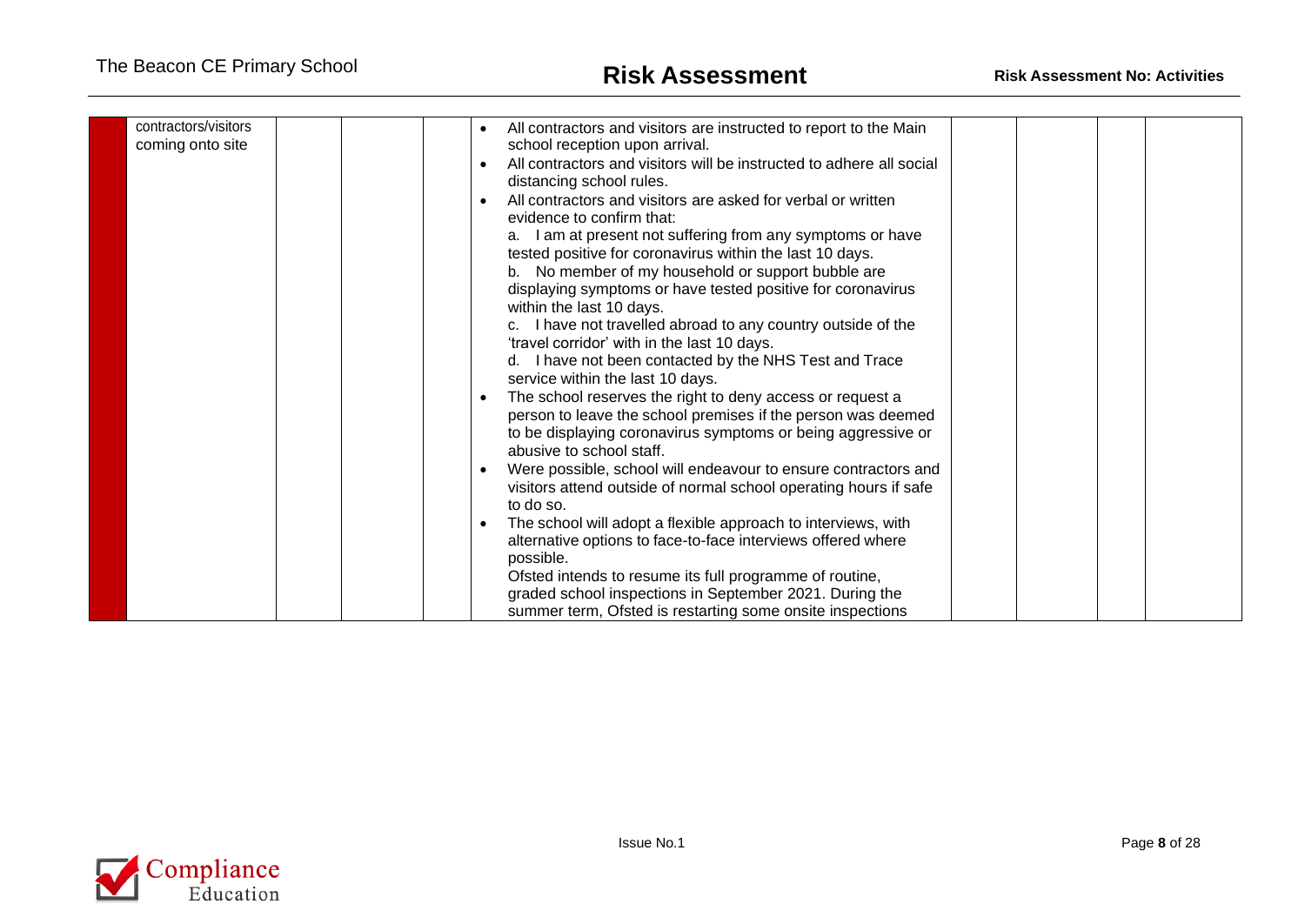| | | | | | | | | |
|---|---|---|---|---|---|---|---|---|
| | contractors/visitors coming onto site | | | • All contractors and visitors are instructed to report to the Main school reception upon arrival.<br>• All contractors and visitors will be instructed to adhere all social distancing school rules.<br>• All contractors and visitors are asked for verbal or written evidence to confirm that:<br>a. I am at present not suffering from any symptoms or have tested positive for coronavirus within the last 10 days.<br>b. No member of my household or support bubble are displaying symptoms or have tested positive for coronavirus within the last 10 days.<br>c. I have not travelled abroad to any country outside of the 'travel corridor' with in the last 10 days.<br>d. I have not been contacted by the NHS Test and Trace service within the last 10 days.<br>• The school reserves the right to deny access or request a person to leave the school premises if the person was deemed to be displaying coronavirus symptoms or being aggressive or abusive to school staff.<br>• Were possible, school will endeavour to ensure contractors and visitors attend outside of normal school operating hours if safe to do so.<br>• The school will adopt a flexible approach to interviews, with alternative options to face-to-face interviews offered where possible.<br>Ofsted intends to resume its full programme of routine, graded school inspections in September 2021. During the summer term, Ofsted is restarting some onsite inspections | | | | |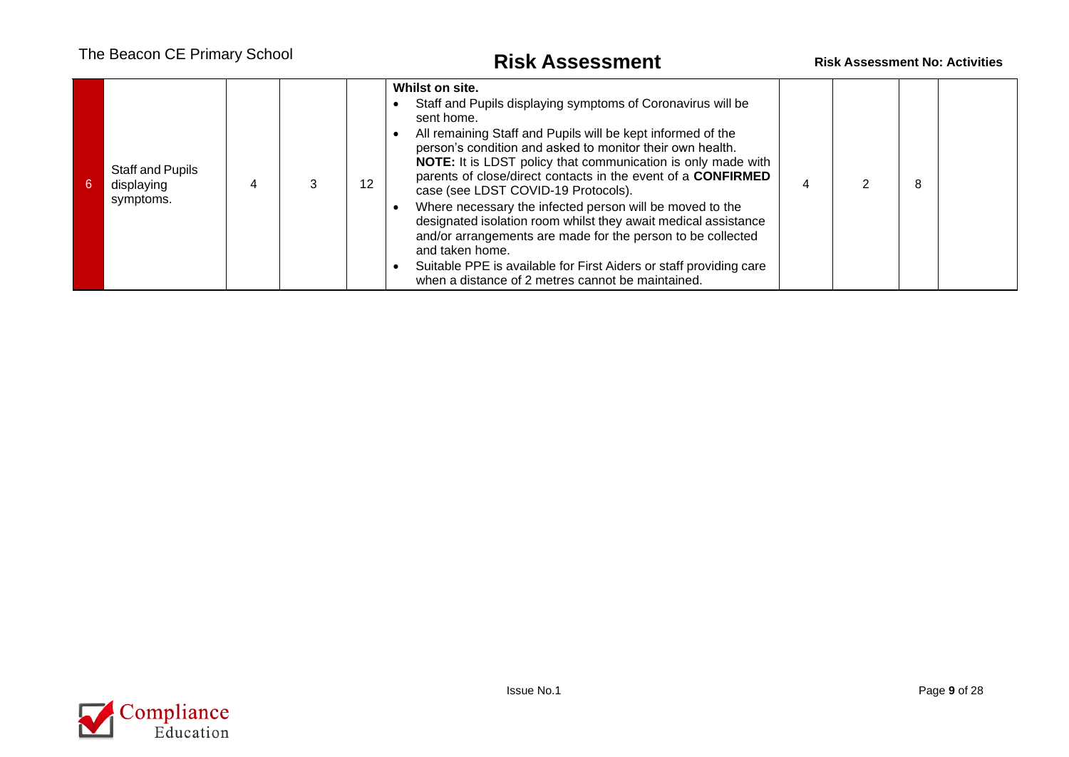| 6 | Staff and Pupils displaying symptoms. | 4 | 3 | 12 | **Whilst on site.**<br>• Staff and Pupils displaying symptoms of Coronavirus will be sent home.<br>• All remaining Staff and Pupils will be kept informed of the person's condition and asked to monitor their own health. **NOTE:** It is LDST policy that communication is only made with parents of close/direct contacts in the event of a **CONFIRMED** case (see LDST COVID-19 Protocols).<br>• Where necessary the infected person will be moved to the designated isolation room whilst they await medical assistance and/or arrangements are made for the person to be collected and taken home.<br>• Suitable PPE is available for First Aiders or staff providing care when a distance of 2 metres cannot be maintained. | 4 | 2 | 8 | |
|---|---|---|---|---|---|---|---|---|---|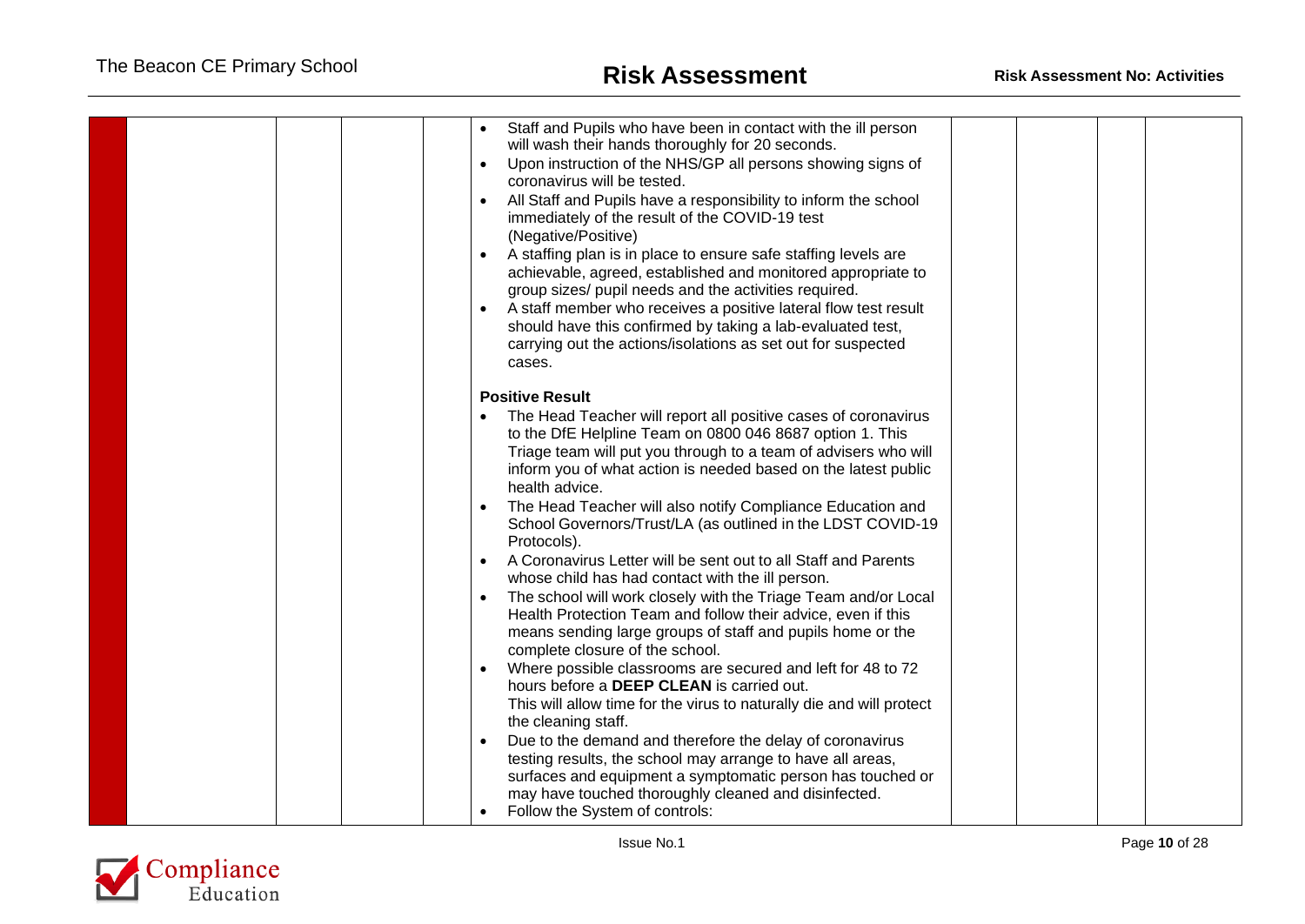| | | | | | | | | |
|---|---|---|---|---|---|---|---|---|
| | | | | • Staff and Pupils who have been in contact with the ill person will wash their hands thoroughly for 20 seconds.<br>• Upon instruction of the NHS/GP all persons showing signs of coronavirus will be tested.<br>• All Staff and Pupils have a responsibility to inform the school immediately of the result of the COVID-19 test (Negative/Positive)<br>• A staffing plan is in place to ensure safe staffing levels are achievable, agreed, established and monitored appropriate to group sizes/ pupil needs and the activities required.<br>• A staff member who receives a positive lateral flow test result should have this confirmed by taking a lab-evaluated test, carrying out the actions/isolations as set out for suspected cases.<br><br>**Positive Result**<br>• The Head Teacher will report all positive cases of coronavirus to the DfE Helpline Team on 0800 046 8687 option 1. This Triage team will put you through to a team of advisers who will inform you of what action is needed based on the latest public health advice.<br>• The Head Teacher will also notify Compliance Education and School Governors/Trust/LA (as outlined in the LDST COVID-19 Protocols).<br>• A Coronavirus Letter will be sent out to all Staff and Parents whose child has had contact with the ill person.<br>• The school will work closely with the Triage Team and/or Local Health Protection Team and follow their advice, even if this means sending large groups of staff and pupils home or the complete closure of the school.<br>• Where possible classrooms are secured and left for 48 to 72 hours before a **DEEP CLEAN** is carried out.<br>This will allow time for the virus to naturally die and will protect the cleaning staff.<br>• Due to the demand and therefore the delay of coronavirus testing results, the school may arrange to have all areas, surfaces and equipment a symptomatic person has touched or may have touched thoroughly cleaned and disinfected.<br>• Follow the System of controls: | | | | |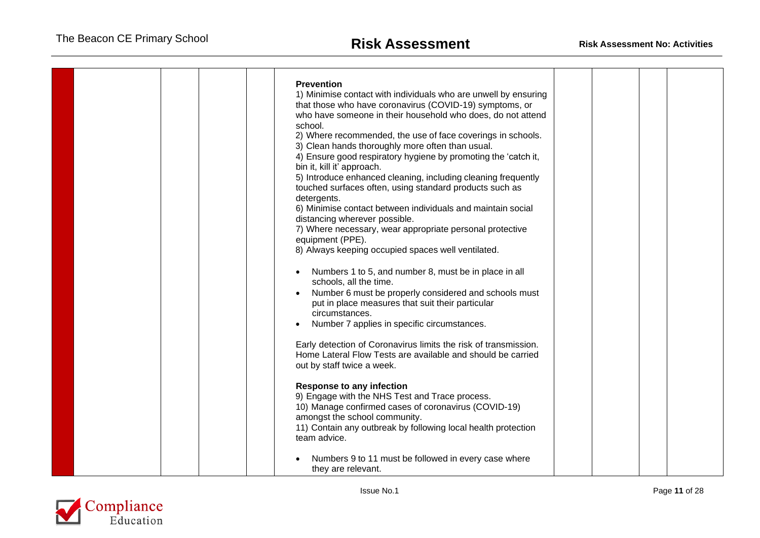| | | | | | | | | | |
|---|---|---|---|---|---|---|---|---|---|
| | | | | **Prevention**<br>1) Minimise contact with individuals who are unwell by ensuring that those who have coronavirus (COVID-19) symptoms, or who have someone in their household who does, do not attend school.<br>2) Where recommended, the use of face coverings in schools.<br>3) Clean hands thoroughly more often than usual.<br>4) Ensure good respiratory hygiene by promoting the 'catch it, bin it, kill it' approach.<br>5) Introduce enhanced cleaning, including cleaning frequently touched surfaces often, using standard products such as detergents.<br>6) Minimise contact between individuals and maintain social distancing wherever possible.<br>7) Where necessary, wear appropriate personal protective equipment (PPE).<br>8) Always keeping occupied spaces well ventilated.<br><br>• Numbers 1 to 5, and number 8, must be in place in all schools, all the time.<br>• Number 6 must be properly considered and schools must put in place measures that suit their particular circumstances.<br>• Number 7 applies in specific circumstances.<br><br>Early detection of Coronavirus limits the risk of transmission. Home Lateral Flow Tests are available and should be carried out by staff twice a week.<br><br>**Response to any infection**<br>9) Engage with the NHS Test and Trace process.<br>10) Manage confirmed cases of coronavirus (COVID-19) amongst the school community.<br>11) Contain any outbreak by following local health protection team advice.<br><br>• Numbers 9 to 11 must be followed in every case where they are relevant. | | | | |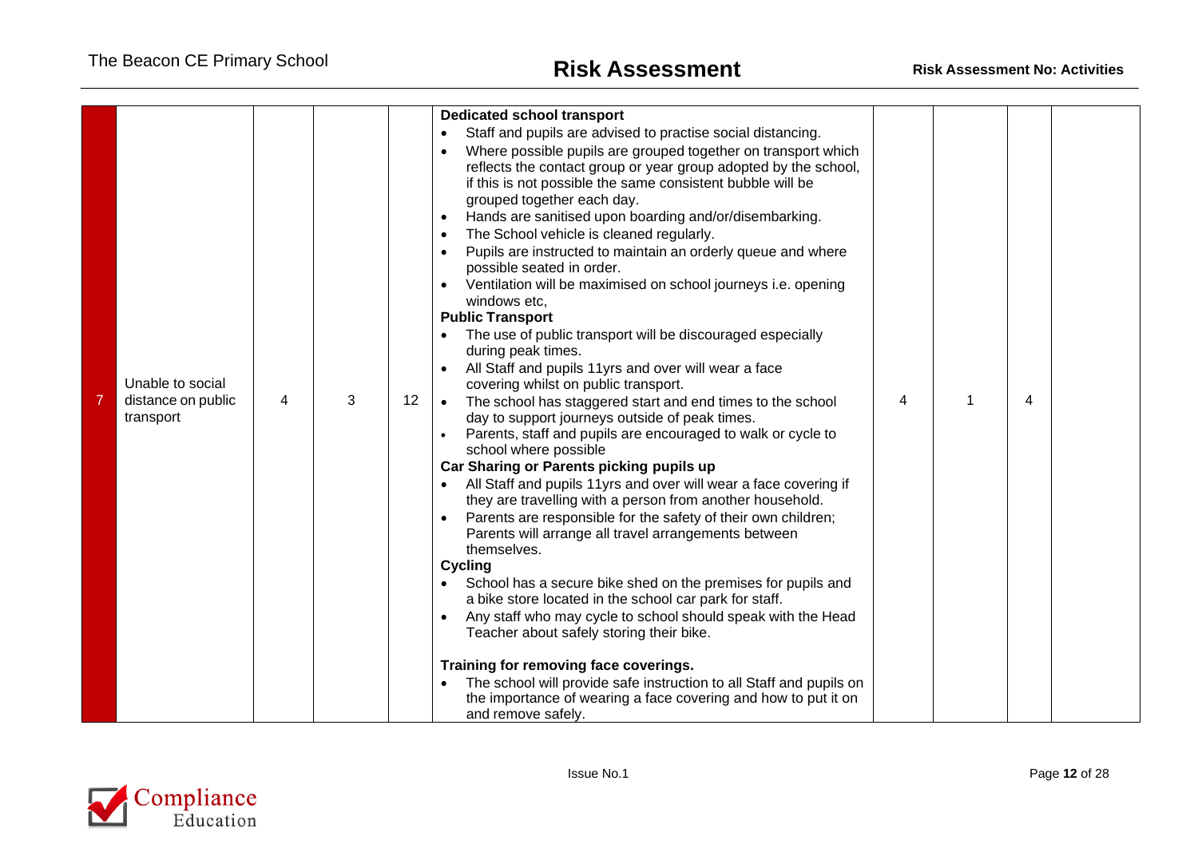| 7 | Unable to social distance on public transport | 4 | 3 | 12 | **Dedicated school transport**<br>• Staff and pupils are advised to practise social distancing.<br>• Where possible pupils are grouped together on transport which reflects the contact group or year group adopted by the school, if this is not possible the same consistent bubble will be grouped together each day.<br>• Hands are sanitised upon boarding and/or/disembarking.<br>• The School vehicle is cleaned regularly.<br>• Pupils are instructed to maintain an orderly queue and where possible seated in order.<br>• Ventilation will be maximised on school journeys i.e. opening windows etc,<br>**Public Transport**<br>• The use of public transport will be discouraged especially during peak times.<br>• All Staff and pupils 11yrs and over will wear a face covering whilst on public transport.<br>• The school has staggered start and end times to the school day to support journeys outside of peak times.<br>• Parents, staff and pupils are encouraged to walk or cycle to school where possible<br>**Car Sharing or Parents picking pupils up**<br>• All Staff and pupils 11yrs and over will wear a face covering if they are travelling with a person from another household.<br>• Parents are responsible for the safety of their own children; Parents will arrange all travel arrangements between themselves.<br>**Cycling**<br>• School has a secure bike shed on the premises for pupils and a bike store located in the school car park for staff.<br>• Any staff who may cycle to school should speak with the Head Teacher about safely storing their bike.<br><br>**Training for removing face coverings.**<br>• The school will provide safe instruction to all Staff and pupils on the importance of wearing a face covering and how to put it on and remove safely. | 4 | 1 | 4 | |
|---|---|---|---|---|---|---|---|---|---|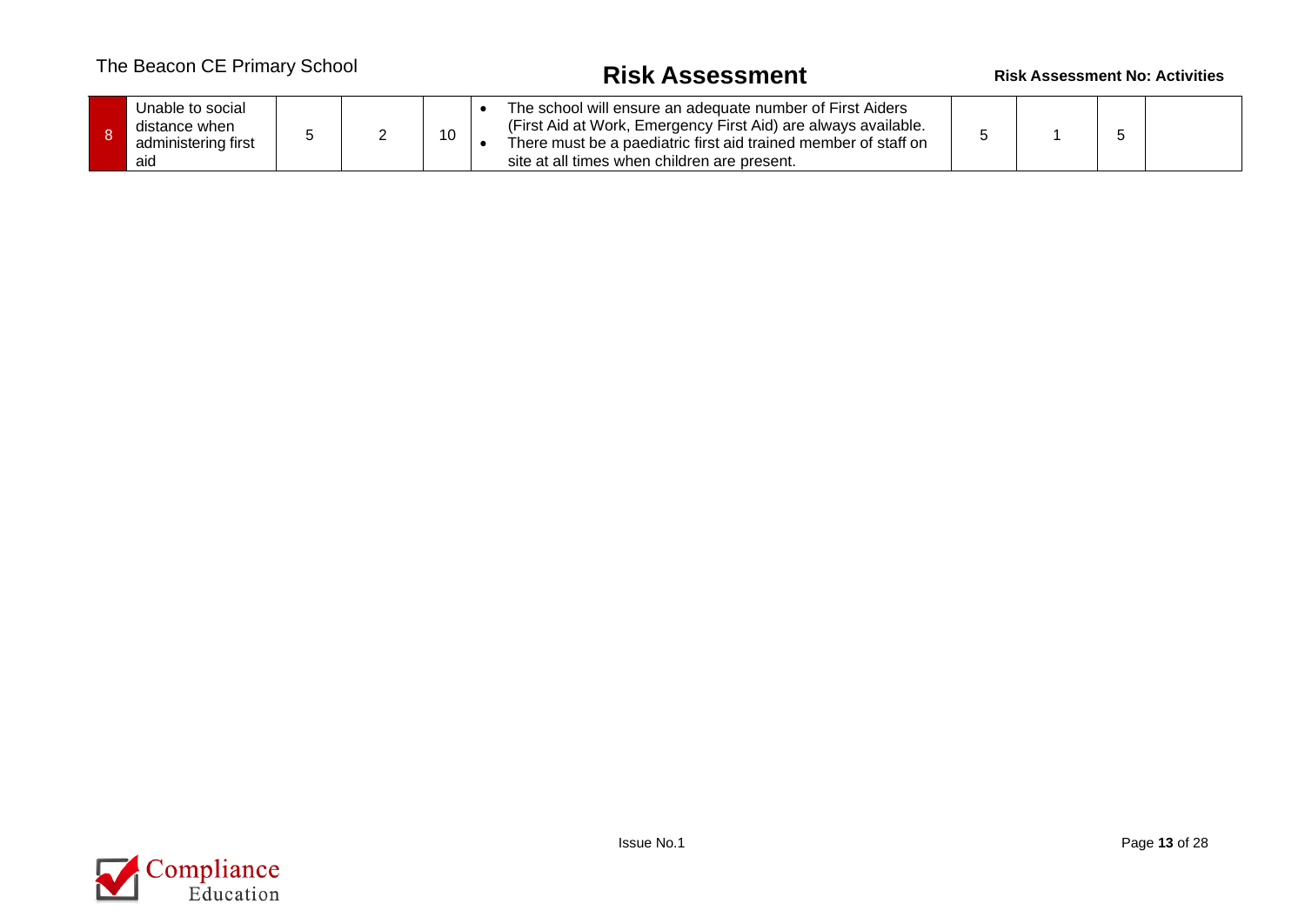| 8 | Unable to social distance when administering first aid | 5 | 2 | 10 | • The school will ensure an adequate number of First Aiders (First Aid at Work, Emergency First Aid) are always available.<br>• There must be a paediatric first aid trained member of staff on site at all times when children are present. | 5 | 1 | 5 | |
|---|---|---|---|---|---|---|---|---|---|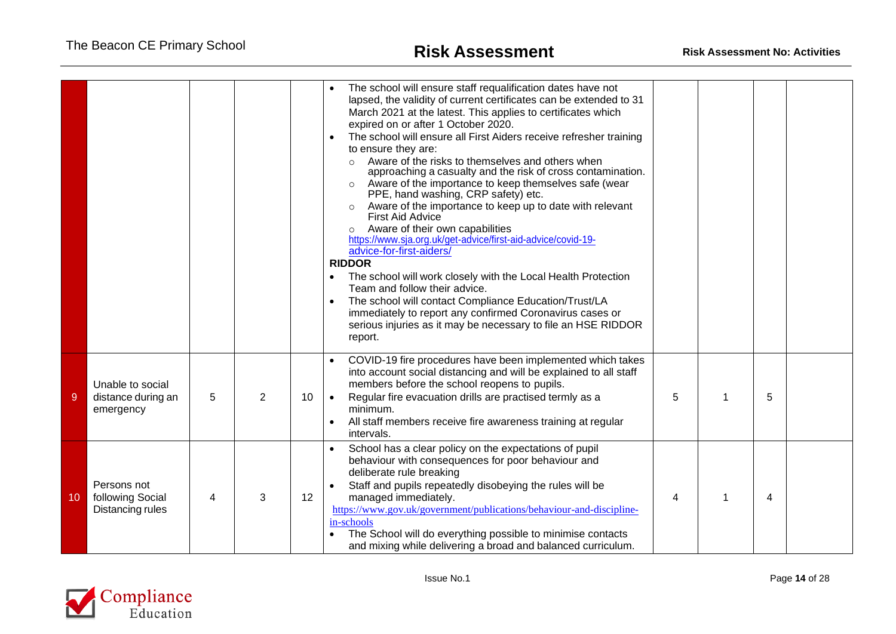| | | | | | | | | | |
|---|---|---|---|---|---|---|---|---|---|
| | | | | | • The school will ensure staff requalification dates have not lapsed, the validity of current certificates can be extended to 31 March 2021 at the latest. This applies to certificates which expired on or after 1 October 2020.<br>• The school will ensure all First Aiders receive refresher training to ensure they are:<br>○ Aware of the risks to themselves and others when approaching a casualty and the risk of cross contamination.<br>○ Aware of the importance to keep themselves safe (wear PPE, hand washing, CRP safety) etc.<br>○ Aware of the importance to keep up to date with relevant First Aid Advice<br>○ Aware of their own capabilities<br>https://www.sja.org.uk/get-advice/first-aid-advice/covid-19-advice-for-first-aiders/<br>**RIDDOR**<br>• The school will work closely with the Local Health Protection Team and follow their advice.<br>• The school will contact Compliance Education/Trust/LA immediately to report any confirmed Coronavirus cases or serious injuries as it may be necessary to file an HSE RIDDOR report. | | | | |
| 9 | Unable to social distance during an emergency | 5 | 2 | 10 | • COVID-19 fire procedures have been implemented which takes into account social distancing and will be explained to all staff members before the school reopens to pupils.<br>• Regular fire evacuation drills are practised termly as a minimum.<br>• All staff members receive fire awareness training at regular intervals. | 5 | 1 | 5 | |
| 10 | Persons not following Social Distancing rules | 4 | 3 | 12 | • School has a clear policy on the expectations of pupil behaviour with consequences for poor behaviour and deliberate rule breaking<br>• Staff and pupils repeatedly disobeying the rules will be managed immediately.<br>https://www.gov.uk/government/publications/behaviour-and-discipline-in-schools<br>• The School will do everything possible to minimise contacts and mixing while delivering a broad and balanced curriculum. | 4 | 1 | 4 | |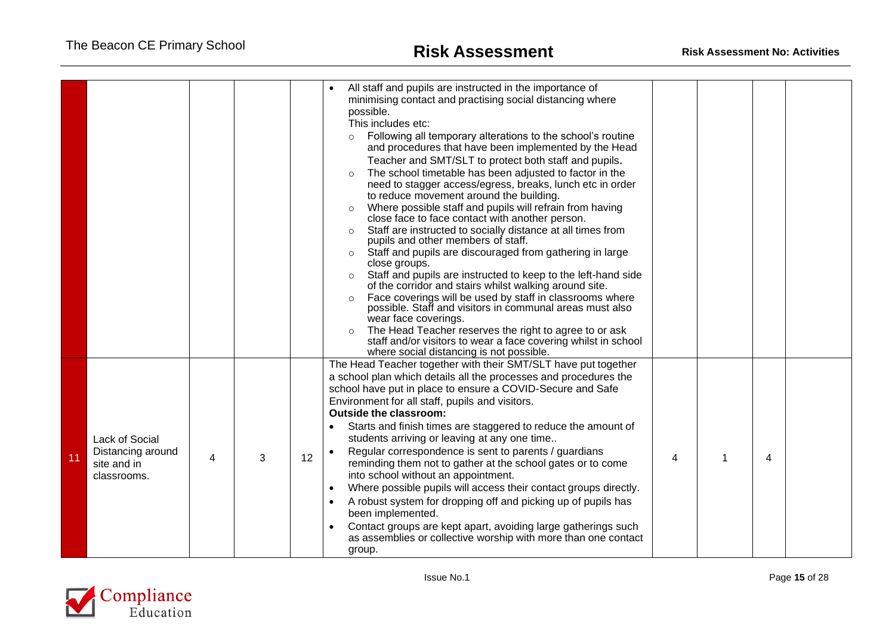| | | | | | | | | | |
|---|---|---|---|---|---|---|---|---|---|
| | | | | | • All staff and pupils are instructed in the importance of minimising contact and practising social distancing where possible.<br>This includes etc:<br>◦ Following all temporary alterations to the school's routine and procedures that have been implemented by the Head Teacher and SMT/SLT to protect both staff and pupils.<br>◦ The school timetable has been adjusted to factor in the need to stagger access/egress, breaks, lunch etc in order to reduce movement around the building.<br>◦ Where possible staff and pupils will refrain from having close face to face contact with another person.<br>◦ Staff are instructed to socially distance at all times from pupils and other members of staff.<br>◦ Staff and pupils are discouraged from gathering in large close groups.<br>◦ Staff and pupils are instructed to keep to the left-hand side of the corridor and stairs whilst walking around site.<br>◦ Face coverings will be used by staff in classrooms where possible. Staff and visitors in communal areas must also wear face coverings.<br>◦ The Head Teacher reserves the right to agree to or ask staff and/or visitors to wear a face covering whilst in school where social distancing is not possible. | | | | |
| 11 | Lack of Social Distancing around site and in classrooms. | 4 | 3 | 12 | The Head Teacher together with their SMT/SLT have put together a school plan which details all the processes and procedures the school have put in place to ensure a COVID-Secure and Safe Environment for all staff, pupils and visitors.<br>**Outside the classroom:**<br>• Starts and finish times are staggered to reduce the amount of students arriving or leaving at any one time..<br>• Regular correspondence is sent to parents / guardians reminding them not to gather at the school gates or to come into school without an appointment.<br>• Where possible pupils will access their contact groups directly.<br>• A robust system for dropping off and picking up of pupils has been implemented.<br>• Contact groups are kept apart, avoiding large gatherings such as assemblies or collective worship with more than one contact group. | 4 | 1 | 4 | |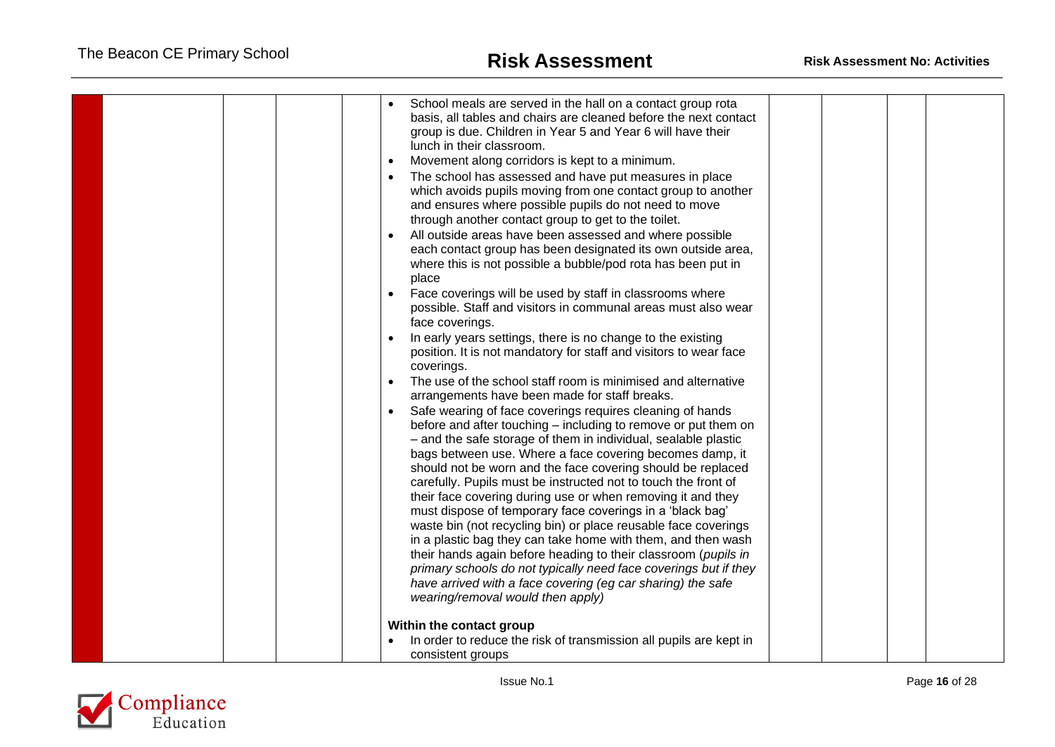| | | | | | | | | |
|---|---|---|---|---|---|---|---|---|
| | | | | • School meals are served in the hall on a contact group rota basis, all tables and chairs are cleaned before the next contact group is due. Children in Year 5 and Year 6 will have their lunch in their classroom.<br>• Movement along corridors is kept to a minimum.<br>• The school has assessed and have put measures in place which avoids pupils moving from one contact group to another and ensures where possible pupils do not need to move through another contact group to get to the toilet.<br>• All outside areas have been assessed and where possible each contact group has been designated its own outside area, where this is not possible a bubble/pod rota has been put in place<br>• Face coverings will be used by staff in classrooms where possible. Staff and visitors in communal areas must also wear face coverings.<br>• In early years settings, there is no change to the existing position. It is not mandatory for staff and visitors to wear face coverings.<br>• The use of the school staff room is minimised and alternative arrangements have been made for staff breaks.<br>• Safe wearing of face coverings requires cleaning of hands before and after touching – including to remove or put them on – and the safe storage of them in individual, sealable plastic bags between use. Where a face covering becomes damp, it should not be worn and the face covering should be replaced carefully. Pupils must be instructed not to touch the front of their face covering during use or when removing it and they must dispose of temporary face coverings in a 'black bag' waste bin (not recycling bin) or place reusable face coverings in a plastic bag they can take home with them, and then wash their hands again before heading to their classroom (*pupils in primary schools do not typically need face coverings but if they have arrived with a face covering (eg car sharing) the safe wearing/removal would then apply)*<br><br>**Within the contact group**<br>• In order to reduce the risk of transmission all pupils are kept in consistent groups | | | | |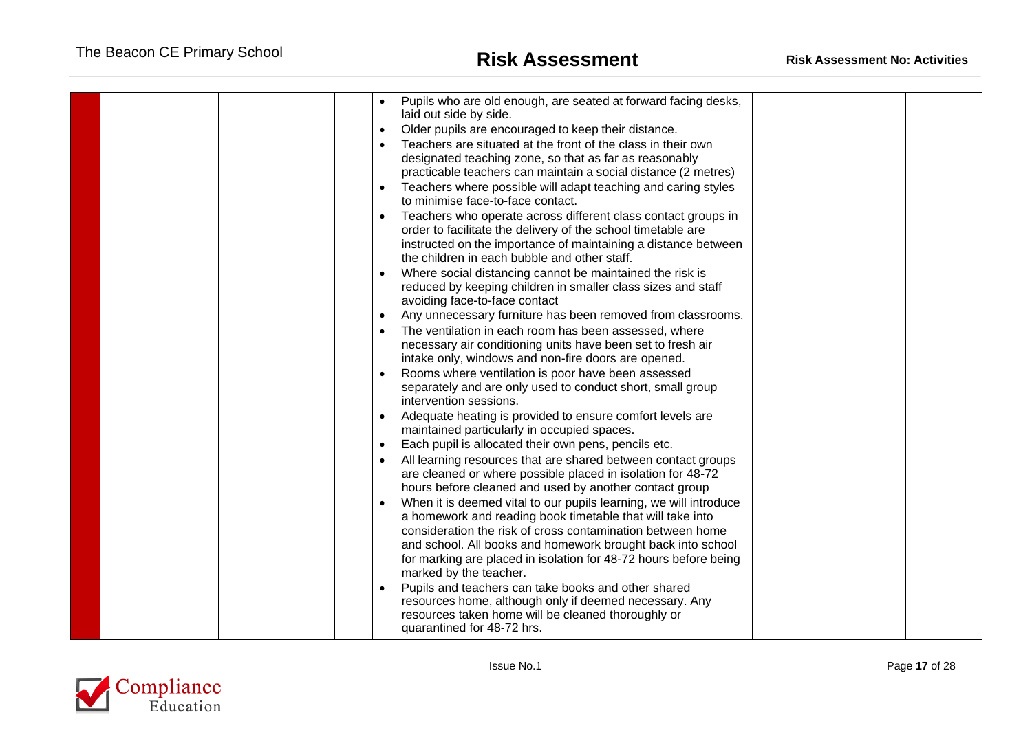| | | | | | | | | |
|---|---|---|---|---|---|---|---|---|
| | | | | • Pupils who are old enough, are seated at forward facing desks, laid out side by side.<br>• Older pupils are encouraged to keep their distance.<br>• Teachers are situated at the front of the class in their own designated teaching zone, so that as far as reasonably practicable teachers can maintain a social distance (2 metres)<br>• Teachers where possible will adapt teaching and caring styles to minimise face-to-face contact.<br>• Teachers who operate across different class contact groups in order to facilitate the delivery of the school timetable are instructed on the importance of maintaining a distance between the children in each bubble and other staff.<br>• Where social distancing cannot be maintained the risk is reduced by keeping children in smaller class sizes and staff avoiding face-to-face contact<br>• Any unnecessary furniture has been removed from classrooms.<br>• The ventilation in each room has been assessed, where necessary air conditioning units have been set to fresh air intake only, windows and non-fire doors are opened.<br>• Rooms where ventilation is poor have been assessed separately and are only used to conduct short, small group intervention sessions.<br>• Adequate heating is provided to ensure comfort levels are maintained particularly in occupied spaces.<br>• Each pupil is allocated their own pens, pencils etc.<br>• All learning resources that are shared between contact groups are cleaned or where possible placed in isolation for 48-72 hours before cleaned and used by another contact group<br>• When it is deemed vital to our pupils learning, we will introduce a homework and reading book timetable that will take into consideration the risk of cross contamination between home and school. All books and homework brought back into school for marking are placed in isolation for 48-72 hours before being marked by the teacher.<br>• Pupils and teachers can take books and other shared resources home, although only if deemed necessary. Any resources taken home will be cleaned thoroughly or quarantined for 48-72 hrs. | | | | |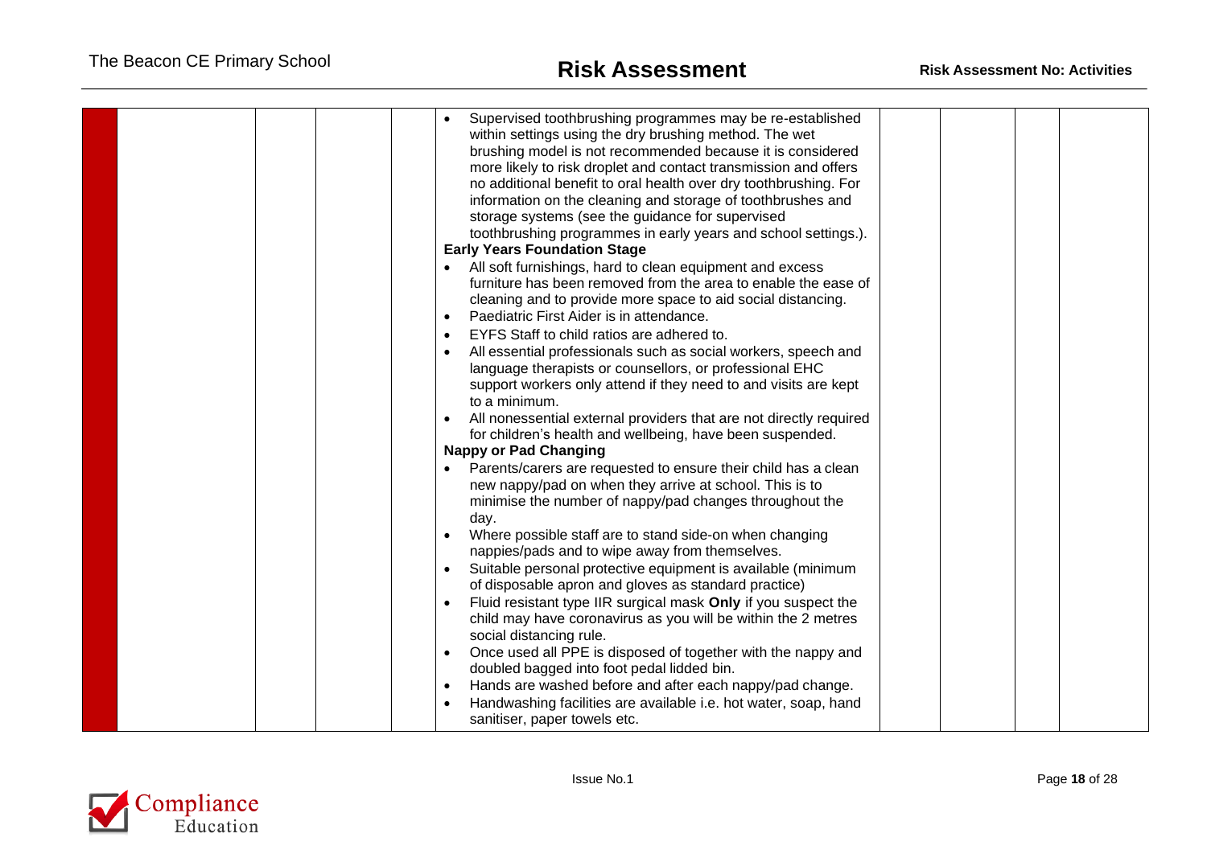| | | | | | | | | |
|---|---|---|---|---|---|---|---|---|
| | | | | • Supervised toothbrushing programmes may be re-established within settings using the dry brushing method. The wet brushing model is not recommended because it is considered more likely to risk droplet and contact transmission and offers no additional benefit to oral health over dry toothbrushing. For information on the cleaning and storage of toothbrushes and storage systems (see the guidance for supervised toothbrushing programmes in early years and school settings.).<br>**Early Years Foundation Stage**<br>• All soft furnishings, hard to clean equipment and excess furniture has been removed from the area to enable the ease of cleaning and to provide more space to aid social distancing.<br>• Paediatric First Aider is in attendance.<br>• EYFS Staff to child ratios are adhered to.<br>• All essential professionals such as social workers, speech and language therapists or counsellors, or professional EHC support workers only attend if they need to and visits are kept to a minimum.<br>• All nonessential external providers that are not directly required for children's health and wellbeing, have been suspended.<br>**Nappy or Pad Changing**<br>• Parents/carers are requested to ensure their child has a clean new nappy/pad on when they arrive at school. This is to minimise the number of nappy/pad changes throughout the day.<br>• Where possible staff are to stand side-on when changing nappies/pads and to wipe away from themselves.<br>• Suitable personal protective equipment is available (minimum of disposable apron and gloves as standard practice)<br>• Fluid resistant type IIR surgical mask **Only** if you suspect the child may have coronavirus as you will be within the 2 metres social distancing rule.<br>• Once used all PPE is disposed of together with the nappy and doubled bagged into foot pedal lidded bin.<br>• Hands are washed before and after each nappy/pad change.<br>• Handwashing facilities are available i.e. hot water, soap, hand sanitiser, paper towels etc. | | | | |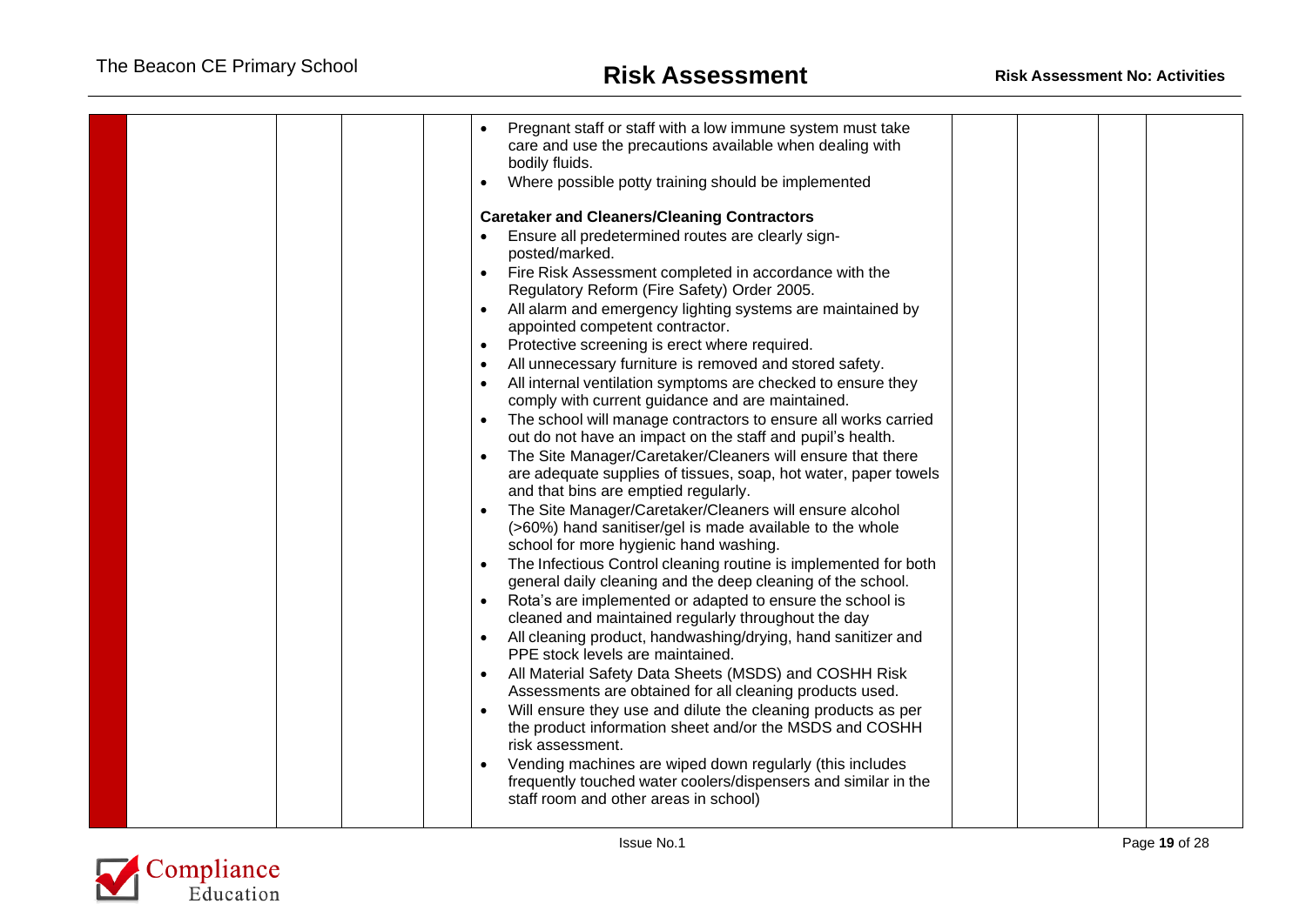| | | | | | | | | |
|---|---|---|---|---|---|---|---|---|
| | | | | • Pregnant staff or staff with a low immune system must take care and use the precautions available when dealing with bodily fluids.<br>• Where possible potty training should be implemented<br><br>**Caretaker and Cleaners/Cleaning Contractors**<br>• Ensure all predetermined routes are clearly sign-posted/marked.<br>• Fire Risk Assessment completed in accordance with the Regulatory Reform (Fire Safety) Order 2005.<br>• All alarm and emergency lighting systems are maintained by appointed competent contractor.<br>• Protective screening is erect where required.<br>• All unnecessary furniture is removed and stored safety.<br>• All internal ventilation symptoms are checked to ensure they comply with current guidance and are maintained.<br>• The school will manage contractors to ensure all works carried out do not have an impact on the staff and pupil's health.<br>• The Site Manager/Caretaker/Cleaners will ensure that there are adequate supplies of tissues, soap, hot water, paper towels and that bins are emptied regularly.<br>• The Site Manager/Caretaker/Cleaners will ensure alcohol (>60%) hand sanitiser/gel is made available to the whole school for more hygienic hand washing.<br>• The Infectious Control cleaning routine is implemented for both general daily cleaning and the deep cleaning of the school.<br>• Rota's are implemented or adapted to ensure the school is cleaned and maintained regularly throughout the day<br>• All cleaning product, handwashing/drying, hand sanitizer and PPE stock levels are maintained.<br>• All Material Safety Data Sheets (MSDS) and COSHH Risk Assessments are obtained for all cleaning products used.<br>• Will ensure they use and dilute the cleaning products as per the product information sheet and/or the MSDS and COSHH risk assessment.<br>• Vending machines are wiped down regularly (this includes frequently touched water coolers/dispensers and similar in the staff room and other areas in school) | | | | |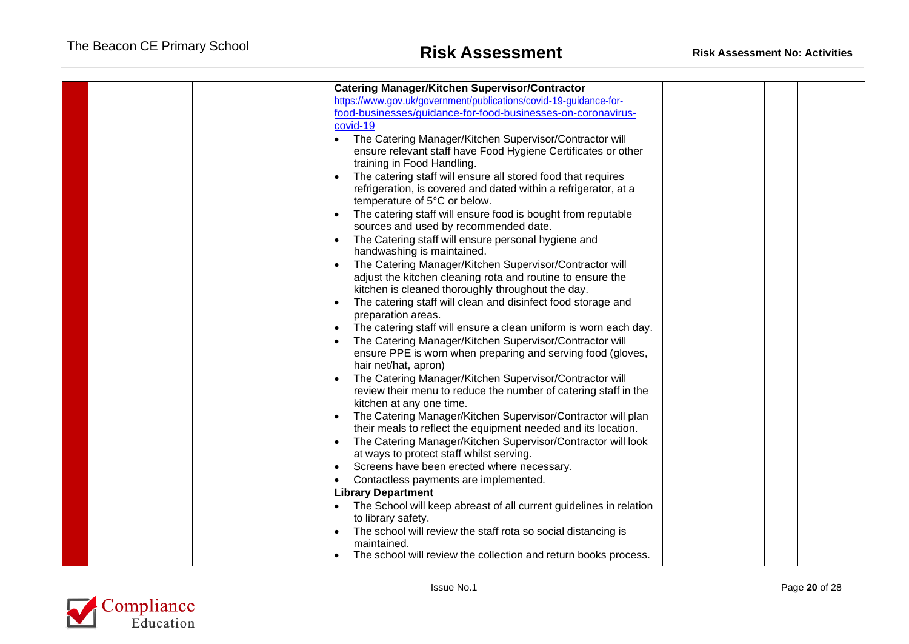| | | | | | Control measures | | | | |
|---|---|---|---|---|---|---|---|---|---|
| | | | | | **Catering Manager/Kitchen Supervisor/Contractor**<br>https://www.gov.uk/government/publications/covid-19-guidance-for-food-businesses/guidance-for-food-businesses-on-coronavirus-covid-19<br>• The Catering Manager/Kitchen Supervisor/Contractor will ensure relevant staff have Food Hygiene Certificates or other training in Food Handling.<br>• The catering staff will ensure all stored food that requires refrigeration, is covered and dated within a refrigerator, at a temperature of 5°C or below.<br>• The catering staff will ensure food is bought from reputable sources and used by recommended date.<br>• The Catering staff will ensure personal hygiene and handwashing is maintained.<br>• The Catering Manager/Kitchen Supervisor/Contractor will adjust the kitchen cleaning rota and routine to ensure the kitchen is cleaned thoroughly throughout the day.<br>• The catering staff will clean and disinfect food storage and preparation areas.<br>• The catering staff will ensure a clean uniform is worn each day.<br>• The Catering Manager/Kitchen Supervisor/Contractor will ensure PPE is worn when preparing and serving food (gloves, hair net/hat, apron)<br>• The Catering Manager/Kitchen Supervisor/Contractor will review their menu to reduce the number of catering staff in the kitchen at any one time.<br>• The Catering Manager/Kitchen Supervisor/Contractor will plan their meals to reflect the equipment needed and its location.<br>• The Catering Manager/Kitchen Supervisor/Contractor will look at ways to protect staff whilst serving.<br>• Screens have been erected where necessary.<br>• Contactless payments are implemented.<br>**Library Department**<br>• The School will keep abreast of all current guidelines in relation to library safety.<br>• The school will review the staff rota so social distancing is maintained.<br>• The school will review the collection and return books process. | | | | |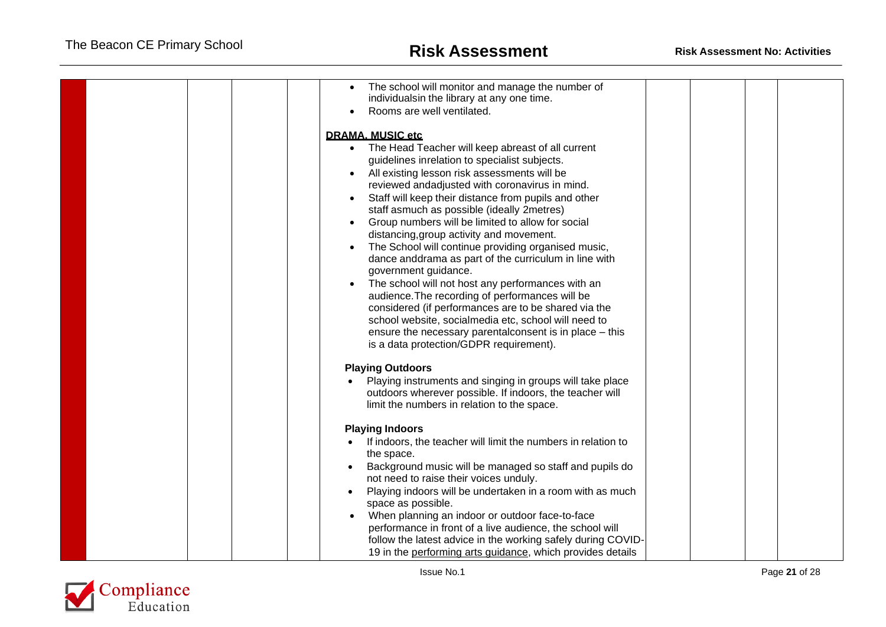| | | | | | | | | | |
|---|---|---|---|---|---|---|---|---|---|
| | | | | | • The school will monitor and manage the number of individualsin the library at any one time.<br>• Rooms are well ventilated.<br><br>**DRAMA, MUSIC etc**<br>• The Head Teacher will keep abreast of all current guidelines inrelation to specialist subjects.<br>• All existing lesson risk assessments will be reviewed andadjusted with coronavirus in mind.<br>• Staff will keep their distance from pupils and other staff asmuch as possible (ideally 2metres)<br>• Group numbers will be limited to allow for social distancing,group activity and movement.<br>• The School will continue providing organised music, dance anddrama as part of the curriculum in line with government guidance.<br>• The school will not host any performances with an audience.The recording of performances will be considered (if performances are to be shared via the school website, socialmedia etc, school will need to ensure the necessary parentalconsent is in place – this is a data protection/GDPR requirement).<br><br>**Playing Outdoors**<br>• Playing instruments and singing in groups will take place outdoors wherever possible. If indoors, the teacher will limit the numbers in relation to the space.<br><br>**Playing Indoors**<br>• If indoors, the teacher will limit the numbers in relation to the space.<br>• Background music will be managed so staff and pupils do not need to raise their voices unduly.<br>• Playing indoors will be undertaken in a room with as much space as possible.<br>• When planning an indoor or outdoor face-to-face performance in front of a live audience, the school will follow the latest advice in the working safely during COVID-19 in the performing arts guidance, which provides details | | | | |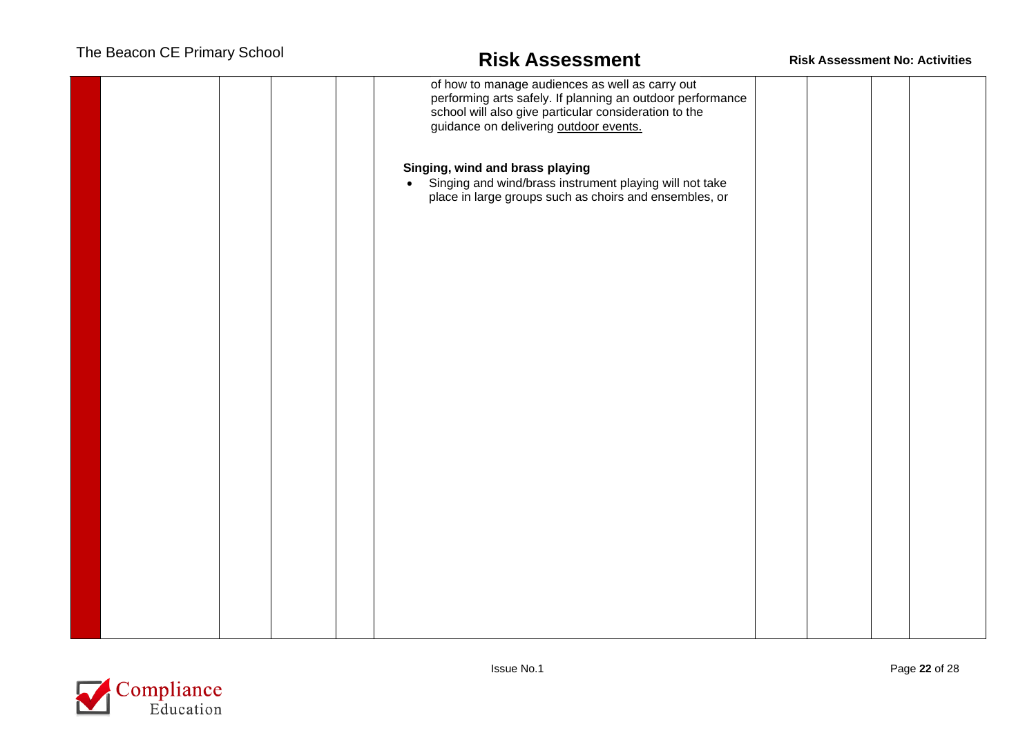| | | | | | | | | | |
|---|---|---|---|---|---|---|---|---|---|
| | | | | | of how to manage audiences as well as carry out performing arts safely. If planning an outdoor performance school will also give particular consideration to the guidance on delivering outdoor events.<br><br>**Singing, wind and brass playing**<br>• Singing and wind/brass instrument playing will not take place in large groups such as choirs and ensembles, or | | | | |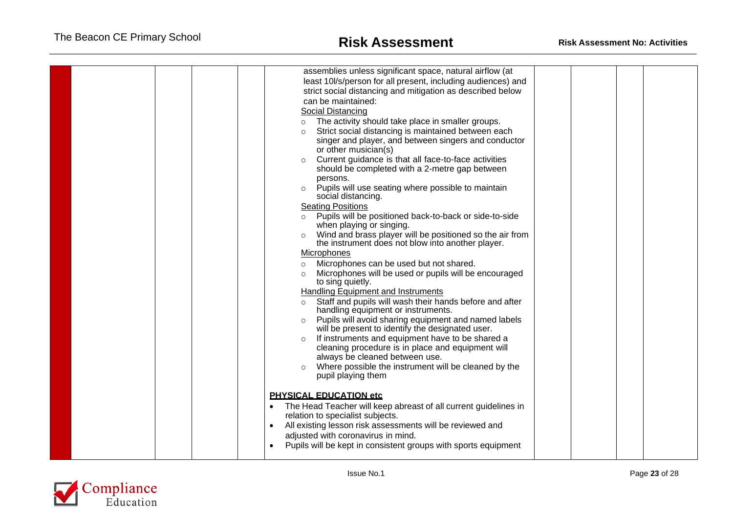| | | | | | | | | |
|---|---|---|---|---|---|---|---|---|
| | | | | assemblies unless significant space, natural airflow (at least 10l/s/person for all present, including audiences) and strict social distancing and mitigation as described below can be maintained:<br>Social Distancing<br>○ The activity should take place in smaller groups.<br>○ Strict social distancing is maintained between each singer and player, and between singers and conductor or other musician(s)<br>○ Current guidance is that all face-to-face activities should be completed with a 2-metre gap between persons.<br>○ Pupils will use seating where possible to maintain social distancing.<br>Seating Positions<br>○ Pupils will be positioned back-to-back or side-to-side when playing or singing.<br>○ Wind and brass player will be positioned so the air from the instrument does not blow into another player.<br>Microphones<br>○ Microphones can be used but not shared.<br>○ Microphones will be used or pupils will be encouraged to sing quietly.<br>Handling Equipment and Instruments<br>○ Staff and pupils will wash their hands before and after handling equipment or instruments.<br>○ Pupils will avoid sharing equipment and named labels will be present to identify the designated user.<br>○ If instruments and equipment have to be shared a cleaning procedure is in place and equipment will always be cleaned between use.<br>○ Where possible the instrument will be cleaned by the pupil playing them<br><br>**PHYSICAL EDUCATION etc**<br>• The Head Teacher will keep abreast of all current guidelines in relation to specialist subjects.<br>• All existing lesson risk assessments will be reviewed and adjusted with coronavirus in mind.<br>• Pupils will be kept in consistent groups with sports equipment | | | | |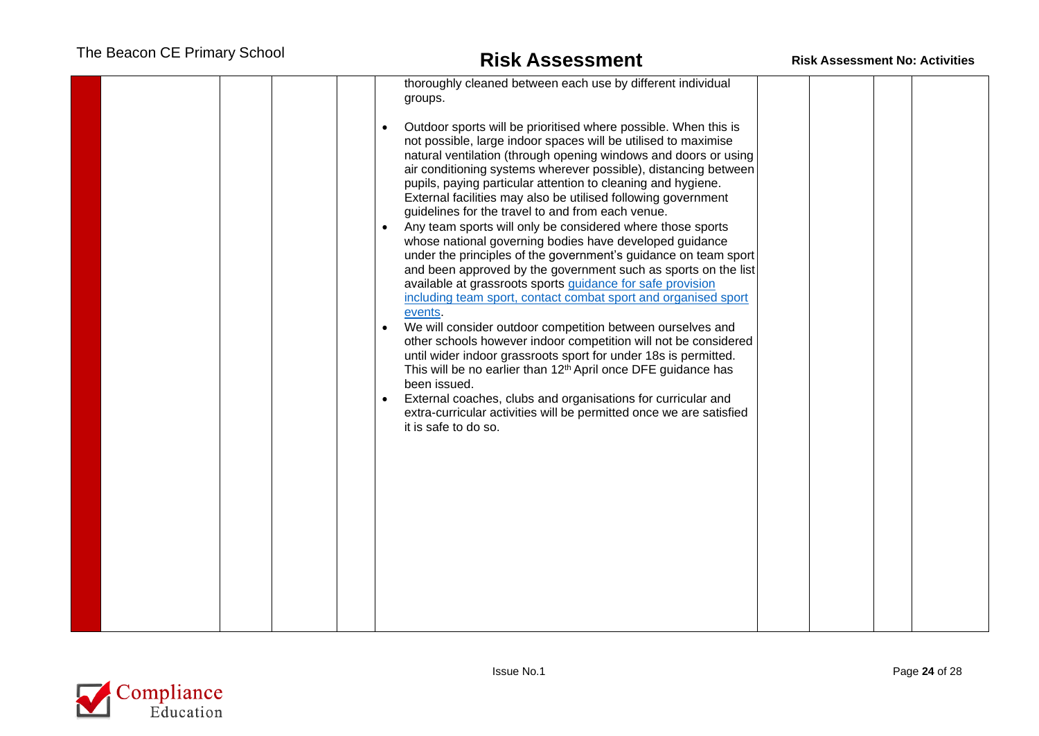| | | | | | | | | | |
|---|---|---|---|---|---|---|---|---|---|
| | | | | | thoroughly cleaned between each use by different individual groups.<br><br>• Outdoor sports will be prioritised where possible. When this is not possible, large indoor spaces will be utilised to maximise natural ventilation (through opening windows and doors or using air conditioning systems wherever possible), distancing between pupils, paying particular attention to cleaning and hygiene. External facilities may also be utilised following government guidelines for the travel to and from each venue.<br>• Any team sports will only be considered where those sports whose national governing bodies have developed guidance under the principles of the government's guidance on team sport and been approved by the government such as sports on the list available at grassroots sports guidance for safe provision including team sport, contact combat sport and organised sport events.<br>• We will consider outdoor competition between ourselves and other schools however indoor competition will not be considered until wider indoor grassroots sport for under 18s is permitted. This will be no earlier than 12th April once DFE guidance has been issued.<br>• External coaches, clubs and organisations for curricular and extra-curricular activities will be permitted once we are satisfied it is safe to do so. | | | | |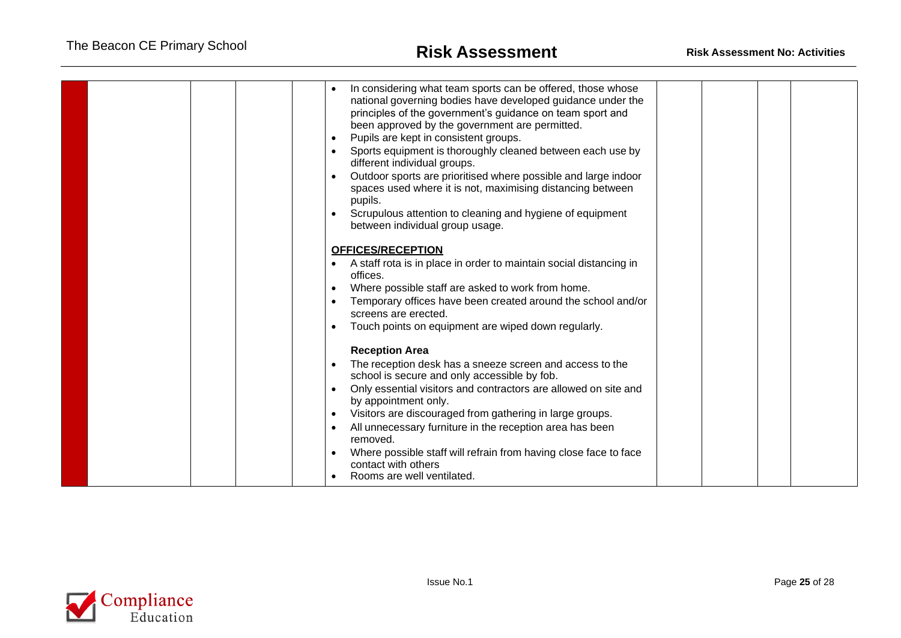| | | | | | | | | |
|---|---|---|---|---|---|---|---|---|
| | | | | • In considering what team sports can be offered, those whose national governing bodies have developed guidance under the principles of the government's guidance on team sport and been approved by the government are permitted.<br>• Pupils are kept in consistent groups.<br>• Sports equipment is thoroughly cleaned between each use by different individual groups.<br>• Outdoor sports are prioritised where possible and large indoor spaces used where it is not, maximising distancing between pupils.<br>• Scrupulous attention to cleaning and hygiene of equipment between individual group usage.<br><br>**OFFICES/RECEPTION**<br>• A staff rota is in place in order to maintain social distancing in offices.<br>• Where possible staff are asked to work from home.<br>• Temporary offices have been created around the school and/or screens are erected.<br>• Touch points on equipment are wiped down regularly.<br><br>**Reception Area**<br>• The reception desk has a sneeze screen and access to the school is secure and only accessible by fob.<br>• Only essential visitors and contractors are allowed on site and by appointment only.<br>• Visitors are discouraged from gathering in large groups.<br>• All unnecessary furniture in the reception area has been removed.<br>• Where possible staff will refrain from having close face to face contact with others<br>• Rooms are well ventilated. | | | | |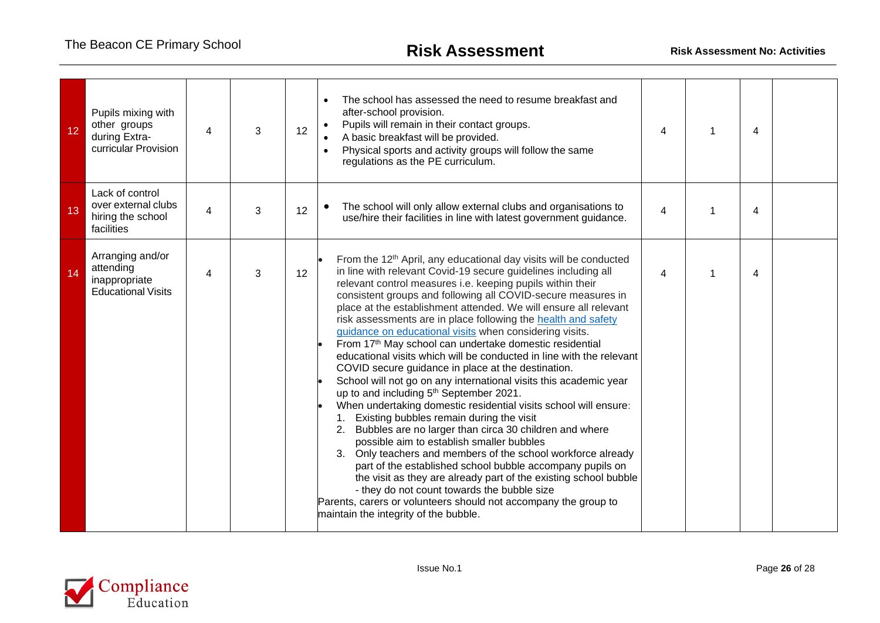| 12 | Pupils mixing with other groups during Extra-curricular Provision | 4 | 3 | 12 | • The school has assessed the need to resume breakfast and after-school provision.<br>• Pupils will remain in their contact groups.<br>• A basic breakfast will be provided.<br>• Physical sports and activity groups will follow the same regulations as the PE curriculum. | 4 | 1 | 4 | |
|---|---|---|---|---|---|---|---|---|---|
| 13 | Lack of control over external clubs hiring the school facilities | 4 | 3 | 12 | • The school will only allow external clubs and organisations to use/hire their facilities in line with latest government guidance. | 4 | 1 | 4 | |
| 14 | Arranging and/or attending inappropriate Educational Visits | 4 | 3 | 12 | • From the 12th April, any educational day visits will be conducted in line with relevant Covid-19 secure guidelines including all relevant control measures i.e. keeping pupils within their consistent groups and following all COVID-secure measures in place at the establishment attended. We will ensure all relevant risk assessments are in place following the [health and safety guidance on educational visits] when considering visits.<br>• From 17th May school can undertake domestic residential educational visits which will be conducted in line with the relevant COVID secure guidance in place at the destination.<br>• School will not go on any international visits this academic year up to and including 5th September 2021.<br>• When undertaking domestic residential visits school will ensure:<br>1. Existing bubbles remain during the visit<br>2. Bubbles are no larger than circa 30 children and where possible aim to establish smaller bubbles<br>3. Only teachers and members of the school workforce already part of the established school bubble accompany pupils on the visit as they are already part of the existing school bubble - they do not count towards the bubble size<br>Parents, carers or volunteers should not accompany the group to maintain the integrity of the bubble. | 4 | 1 | 4 | |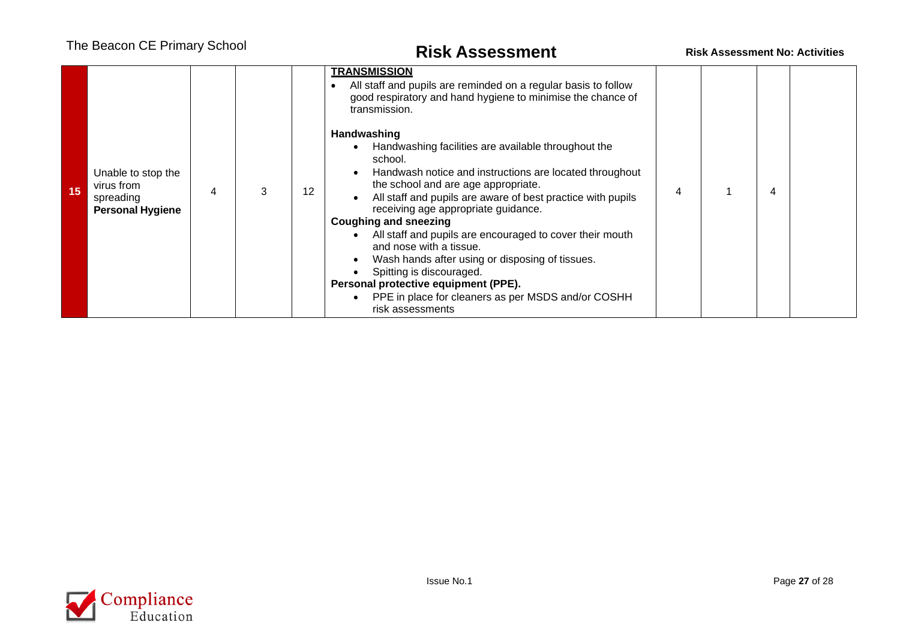| 15 | Unable to stop the virus from spreading **Personal Hygiene** | 4 | 3 | 12 | **TRANSMISSION**<br>• All staff and pupils are reminded on a regular basis to follow good respiratory and hand hygiene to minimise the chance of transmission.<br><br>**Handwashing**<br>• Handwashing facilities are available throughout the school.<br>• Handwash notice and instructions are located throughout the school and are age appropriate.<br>• All staff and pupils are aware of best practice with pupils receiving age appropriate guidance.<br>**Coughing and sneezing**<br>• All staff and pupils are encouraged to cover their mouth and nose with a tissue.<br>• Wash hands after using or disposing of tissues.<br>• Spitting is discouraged.<br>**Personal protective equipment (PPE).**<br>• PPE in place for cleaners as per MSDS and/or COSHH risk assessments | 4 | 1 | 4 | |
|---|---|---|---|---|---|---|---|---|---|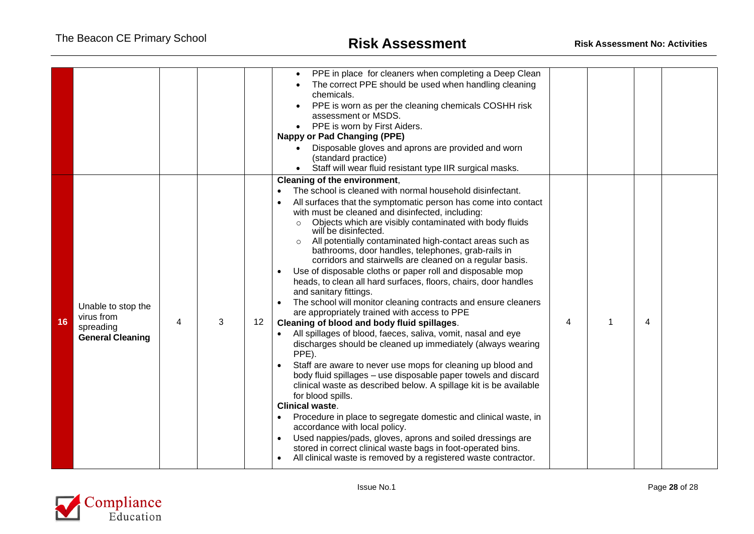| | | | | | | | | | |
|---|---|---|---|---|---|---|---|---|---|
| | | | | | • PPE in place for cleaners when completing a Deep Clean<br>• The correct PPE should be used when handling cleaning chemicals.<br>• PPE is worn as per the cleaning chemicals COSHH risk assessment or MSDS.<br>• PPE is worn by First Aiders.<br>**Nappy or Pad Changing (PPE)**<br>• Disposable gloves and aprons are provided and worn (standard practice)<br>• Staff will wear fluid resistant type IIR surgical masks. | | | | |
| **16** | Unable to stop the virus from spreading **General Cleaning** | 4 | 3 | 12 | **Cleaning of the environment**,<br>• The school is cleaned with normal household disinfectant.<br>• All surfaces that the symptomatic person has come into contact with must be cleaned and disinfected, including:<br>&nbsp;&nbsp;○ Objects which are visibly contaminated with body fluids will be disinfected.<br>&nbsp;&nbsp;○ All potentially contaminated high-contact areas such as bathrooms, door handles, telephones, grab-rails in corridors and stairwells are cleaned on a regular basis.<br>• Use of disposable cloths or paper roll and disposable mop heads, to clean all hard surfaces, floors, chairs, door handles and sanitary fittings.<br>• The school will monitor cleaning contracts and ensure cleaners are appropriately trained with access to PPE<br>**Cleaning of blood and body fluid spillages**.<br>• All spillages of blood, faeces, saliva, vomit, nasal and eye discharges should be cleaned up immediately (always wearing PPE).<br>• Staff are aware to never use mops for cleaning up blood and body fluid spillages – use disposable paper towels and discard clinical waste as described below. A spillage kit is be available for blood spills.<br>**Clinical waste**.<br>• Procedure in place to segregate domestic and clinical waste, in accordance with local policy.<br>• Used nappies/pads, gloves, aprons and soiled dressings are stored in correct clinical waste bags in foot-operated bins.<br>• All clinical waste is removed by a registered waste contractor. | 4 | 1 | 4 | |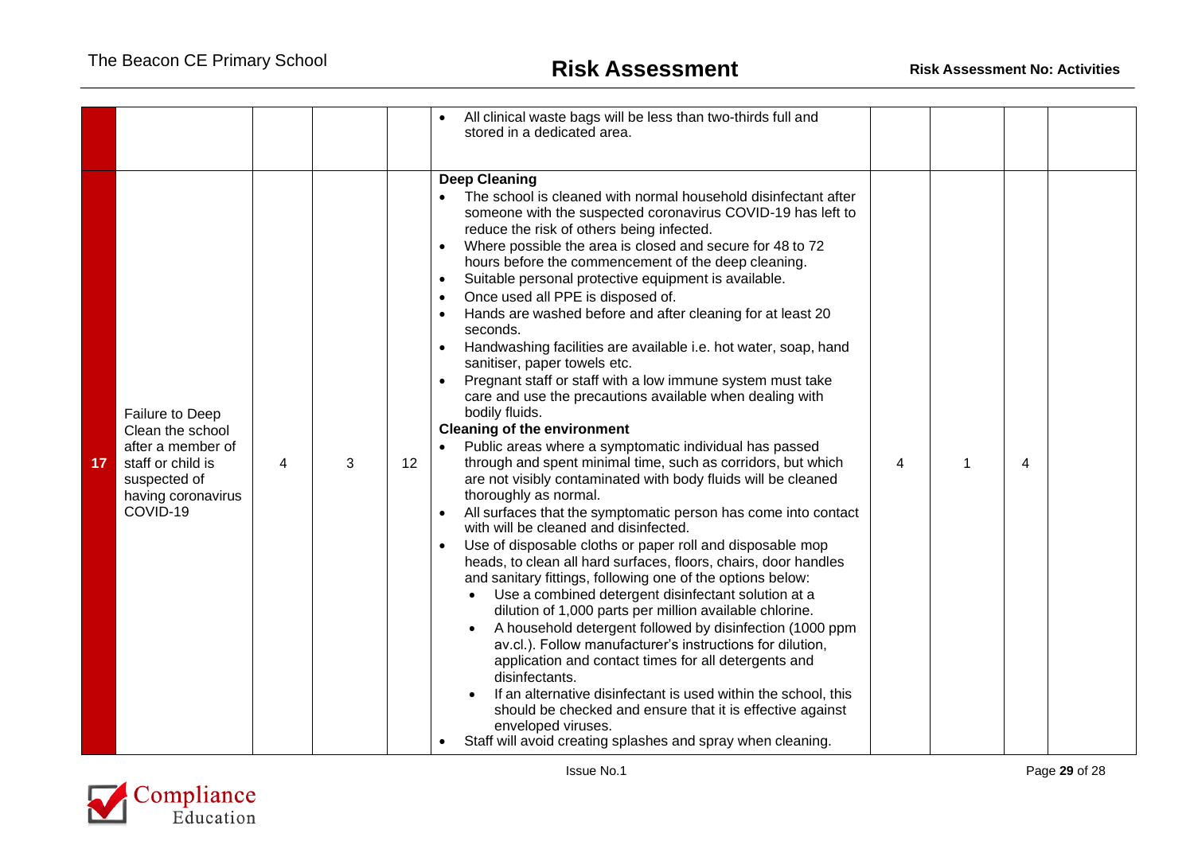| | | | | | | | | | |
|---|---|---|---|---|---|---|---|---|---|
| | | | | | • All clinical waste bags will be less than two-thirds full and stored in a dedicated area. | | | | |
| 17 | Failure to Deep Clean the school after a member of staff or child is suspected of having coronavirus COVID-19 | 4 | 3 | 12 | **Deep Cleaning**<br>• The school is cleaned with normal household disinfectant after someone with the suspected coronavirus COVID-19 has left to reduce the risk of others being infected.<br>• Where possible the area is closed and secure for 48 to 72 hours before the commencement of the deep cleaning.<br>• Suitable personal protective equipment is available.<br>• Once used all PPE is disposed of.<br>• Hands are washed before and after cleaning for at least 20 seconds.<br>• Handwashing facilities are available i.e. hot water, soap, hand sanitiser, paper towels etc.<br>• Pregnant staff or staff with a low immune system must take care and use the precautions available when dealing with bodily fluids.<br>**Cleaning of the environment**<br>• Public areas where a symptomatic individual has passed through and spent minimal time, such as corridors, but which are not visibly contaminated with body fluids will be cleaned thoroughly as normal.<br>• All surfaces that the symptomatic person has come into contact with will be cleaned and disinfected.<br>• Use of disposable cloths or paper roll and disposable mop heads, to clean all hard surfaces, floors, chairs, door handles and sanitary fittings, following one of the options below:<br>&nbsp;&nbsp;◦ Use a combined detergent disinfectant solution at a dilution of 1,000 parts per million available chlorine.<br>&nbsp;&nbsp;◦ A household detergent followed by disinfection (1000 ppm av.cl.). Follow manufacturer's instructions for dilution, application and contact times for all detergents and disinfectants.<br>&nbsp;&nbsp;◦ If an alternative disinfectant is used within the school, this should be checked and ensure that it is effective against enveloped viruses.<br>• Staff will avoid creating splashes and spray when cleaning. | 4 | 1 | 4 | |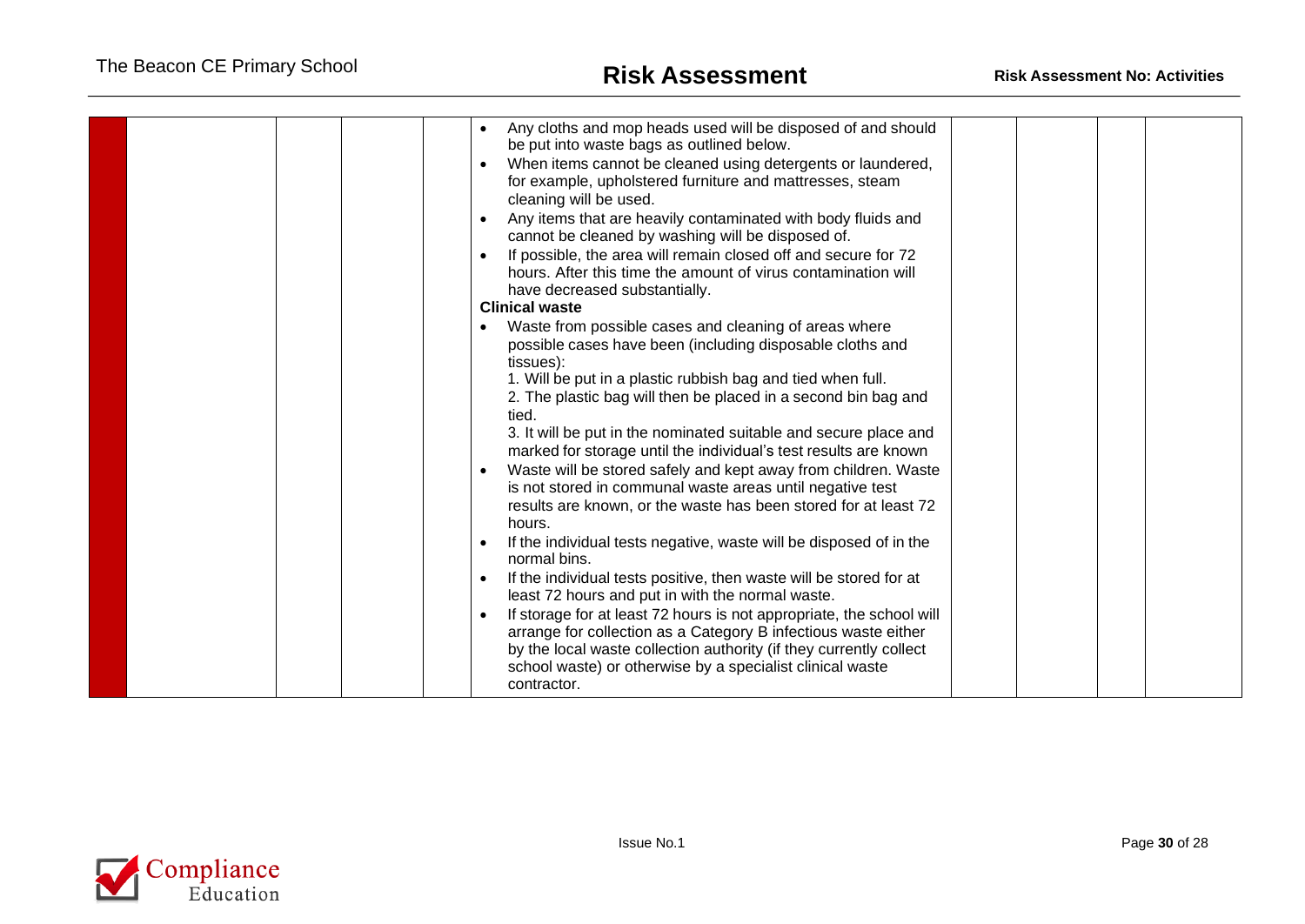| | | | | | | | | |
|---|---|---|---|---|---|---|---|---|
| | | | | • Any cloths and mop heads used will be disposed of and should be put into waste bags as outlined below.<br>• When items cannot be cleaned using detergents or laundered, for example, upholstered furniture and mattresses, steam cleaning will be used.<br>• Any items that are heavily contaminated with body fluids and cannot be cleaned by washing will be disposed of.<br>• If possible, the area will remain closed off and secure for 72 hours. After this time the amount of virus contamination will have decreased substantially.<br>**Clinical waste**<br>• Waste from possible cases and cleaning of areas where possible cases have been (including disposable cloths and tissues):<br>1. Will be put in a plastic rubbish bag and tied when full.<br>2. The plastic bag will then be placed in a second bin bag and tied.<br>3. It will be put in the nominated suitable and secure place and marked for storage until the individual's test results are known<br>• Waste will be stored safely and kept away from children. Waste is not stored in communal waste areas until negative test results are known, or the waste has been stored for at least 72 hours.<br>• If the individual tests negative, waste will be disposed of in the normal bins.<br>• If the individual tests positive, then waste will be stored for at least 72 hours and put in with the normal waste.<br>• If storage for at least 72 hours is not appropriate, the school will arrange for collection as a Category B infectious waste either by the local waste collection authority (if they currently collect school waste) or otherwise by a specialist clinical waste contractor. | | | | |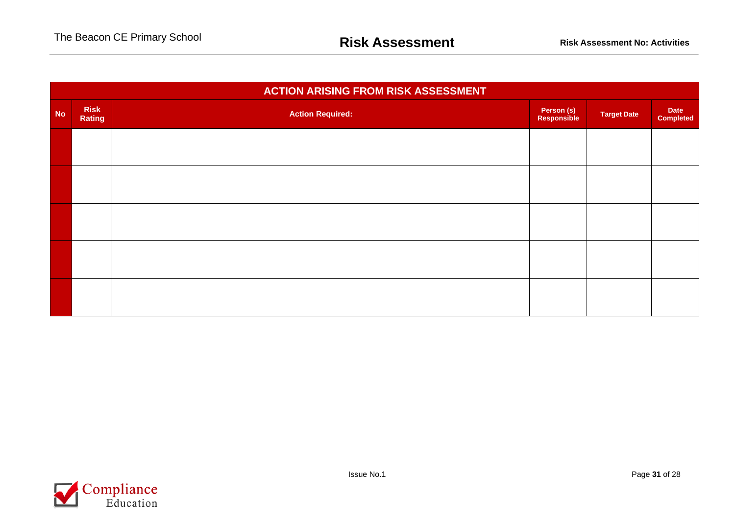| ACTION ARISING FROM RISK ASSESSMENT | | | | | |
|---|---|---|---|---|---|
| **No** | **Risk Rating** | **Action Required:** | **Person (s) Responsible** | **Target Date** | **Date Completed** |
| | | | | | |
| | | | | | |
| | | | | | |
| | | | | | |
| | | | | | |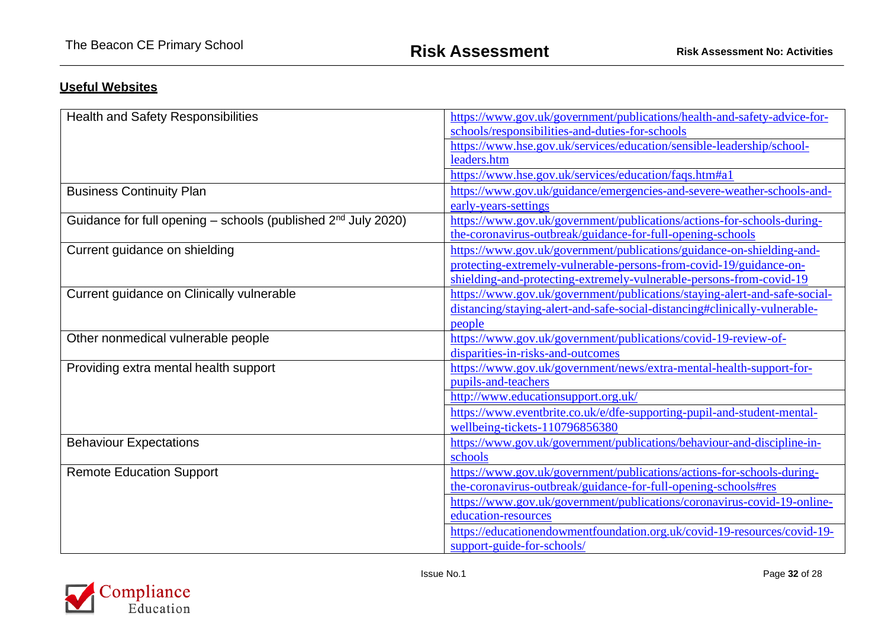## Useful Websites

| | |
|---|---|
| Health and Safety Responsibilities | https://www.gov.uk/government/publications/health-and-safety-advice-for-schools/responsibilities-and-duties-for-schools |
| | https://www.hse.gov.uk/services/education/sensible-leadership/school-leaders.htm |
| | https://www.hse.gov.uk/services/education/faqs.htm#a1 |
| Business Continuity Plan | https://www.gov.uk/guidance/emergencies-and-severe-weather-schools-and-early-years-settings |
| Guidance for full opening – schools (published 2nd July 2020) | https://www.gov.uk/government/publications/actions-for-schools-during-the-coronavirus-outbreak/guidance-for-full-opening-schools |
| Current guidance on shielding | https://www.gov.uk/government/publications/guidance-on-shielding-and-protecting-extremely-vulnerable-persons-from-covid-19/guidance-on-shielding-and-protecting-extremely-vulnerable-persons-from-covid-19 |
| Current guidance on Clinically vulnerable | https://www.gov.uk/government/publications/staying-alert-and-safe-social-distancing/staying-alert-and-safe-social-distancing#clinically-vulnerable-people |
| Other nonmedical vulnerable people | https://www.gov.uk/government/publications/covid-19-review-of-disparities-in-risks-and-outcomes |
| Providing extra mental health support | https://www.gov.uk/government/news/extra-mental-health-support-for-pupils-and-teachers |
| | http://www.educationsupport.org.uk/ |
| | https://www.eventbrite.co.uk/e/dfe-supporting-pupil-and-student-mental-wellbeing-tickets-110796856380 |
| Behaviour Expectations | https://www.gov.uk/government/publications/behaviour-and-discipline-in-schools |
| Remote Education Support | https://www.gov.uk/government/publications/actions-for-schools-during-the-coronavirus-outbreak/guidance-for-full-opening-schools#res |
| | https://www.gov.uk/government/publications/coronavirus-covid-19-online-education-resources |
| | https://educationendowmentfoundation.org.uk/covid-19-resources/covid-19-support-guide-for-schools/ |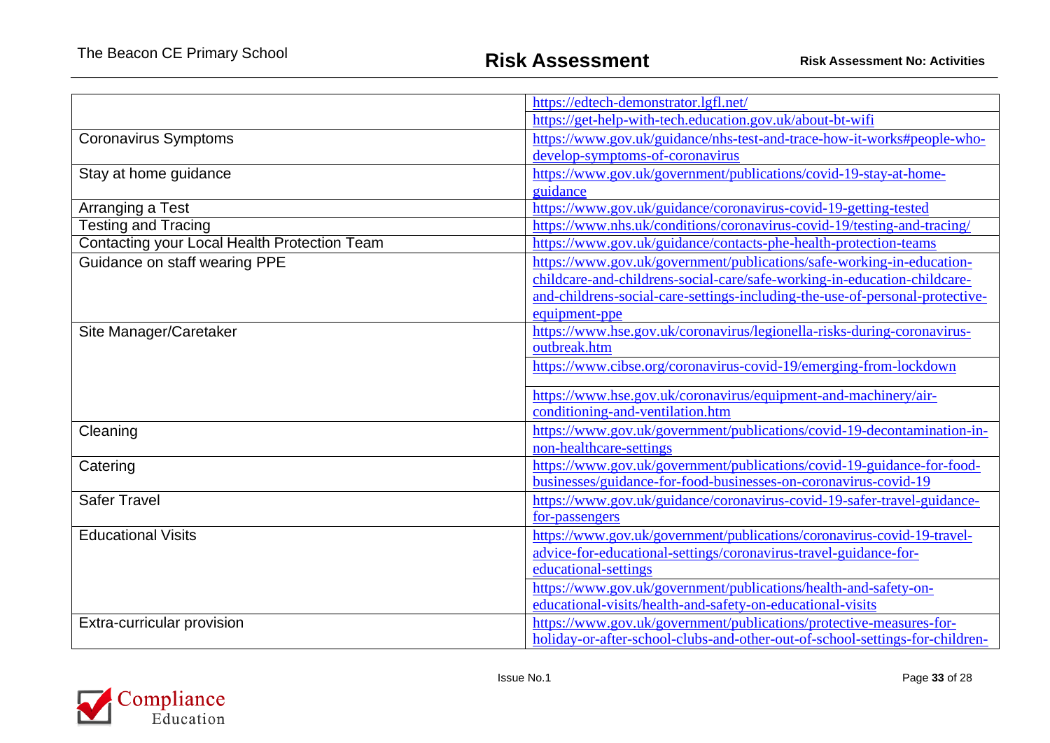| | |
|---|---|
| | https://edtech-demonstrator.lgfl.net/ |
| | https://get-help-with-tech.education.gov.uk/about-bt-wifi |
| Coronavirus Symptoms | https://www.gov.uk/guidance/nhs-test-and-trace-how-it-works#people-who-develop-symptoms-of-coronavirus |
| Stay at home guidance | https://www.gov.uk/government/publications/covid-19-stay-at-home-guidance |
| Arranging a Test | https://www.gov.uk/guidance/coronavirus-covid-19-getting-tested |
| Testing and Tracing | https://www.nhs.uk/conditions/coronavirus-covid-19/testing-and-tracing/ |
| Contacting your Local Health Protection Team | https://www.gov.uk/guidance/contacts-phe-health-protection-teams |
| Guidance on staff wearing PPE | https://www.gov.uk/government/publications/safe-working-in-education-childcare-and-childrens-social-care/safe-working-in-education-childcare-and-childrens-social-care-settings-including-the-use-of-personal-protective-equipment-ppe |
| Site Manager/Caretaker | https://www.hse.gov.uk/coronavirus/legionella-risks-during-coronavirus-outbreak.htm |
| | https://www.cibse.org/coronavirus-covid-19/emerging-from-lockdown |
| | https://www.hse.gov.uk/coronavirus/equipment-and-machinery/air-conditioning-and-ventilation.htm |
| Cleaning | https://www.gov.uk/government/publications/covid-19-decontamination-in-non-healthcare-settings |
| Catering | https://www.gov.uk/government/publications/covid-19-guidance-for-food-businesses/guidance-for-food-businesses-on-coronavirus-covid-19 |
| Safer Travel | https://www.gov.uk/guidance/coronavirus-covid-19-safer-travel-guidance-for-passengers |
| Educational Visits | https://www.gov.uk/government/publications/coronavirus-covid-19-travel-advice-for-educational-settings/coronavirus-travel-guidance-for-educational-settings |
| | https://www.gov.uk/government/publications/health-and-safety-on-educational-visits/health-and-safety-on-educational-visits |
| Extra-curricular provision | https://www.gov.uk/government/publications/protective-measures-for-holiday-or-after-school-clubs-and-other-out-of-school-settings-for-children- |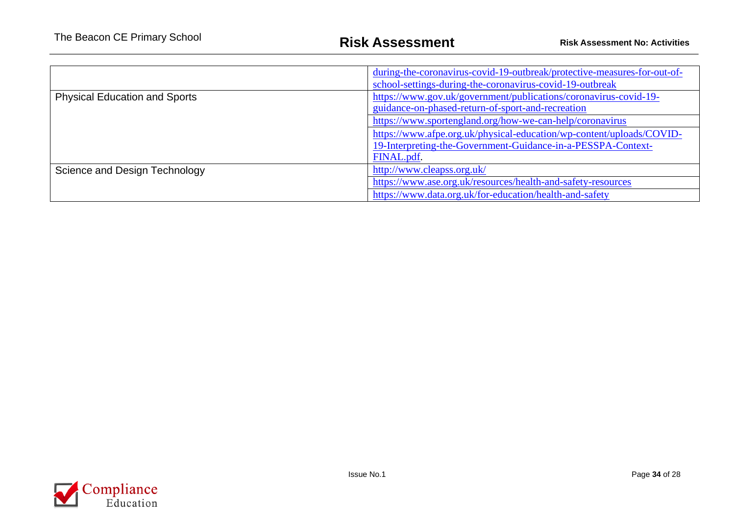| | |
|---|---|
| | during-the-coronavirus-covid-19-outbreak/protective-measures-for-out-of-school-settings-during-the-coronavirus-covid-19-outbreak |
| Physical Education and Sports | https://www.gov.uk/government/publications/coronavirus-covid-19-guidance-on-phased-return-of-sport-and-recreation |
| | https://www.sportengland.org/how-we-can-help/coronavirus |
| | https://www.afpe.org.uk/physical-education/wp-content/uploads/COVID-19-Interpreting-the-Government-Guidance-in-a-PESSPA-Context-FINAL.pdf. |
| Science and Design Technology | http://www.cleapss.org.uk/ |
| | https://www.ase.org.uk/resources/health-and-safety-resources |
| | https://www.data.org.uk/for-education/health-and-safety |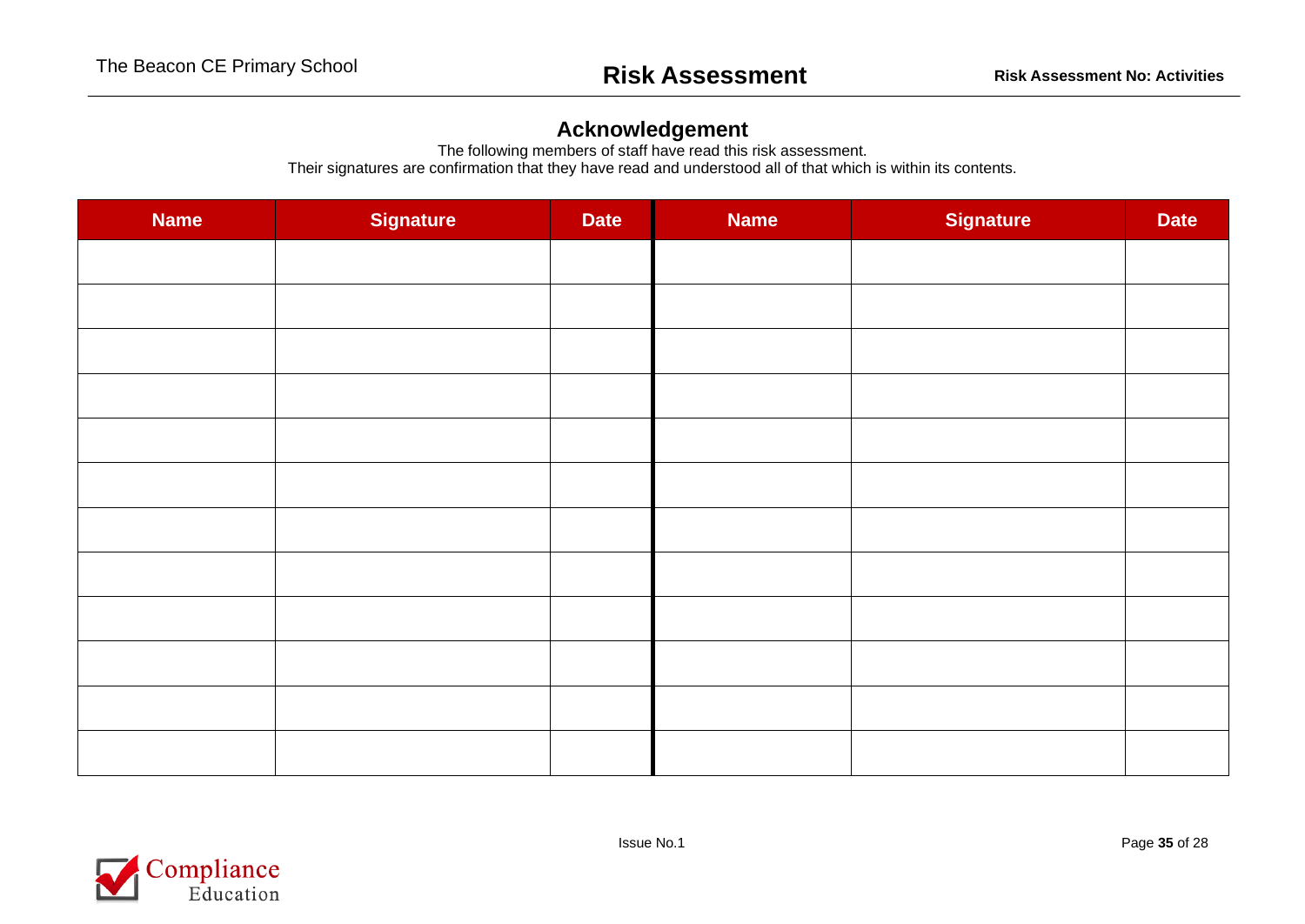## Acknowledgement

The following members of staff have read this risk assessment.
Their signatures are confirmation that they have read and understood all of that which is within its contents.

| Name | Signature | Date | Name | Signature | Date |
|---|---|---|---|---|---|
| | | | | | |
| | | | | | |
| | | | | | |
| | | | | | |
| | | | | | |
| | | | | | |
| | | | | | |
| | | | | | |
| | | | | | |
| | | | | | |
| | | | | | |
| | | | | | |